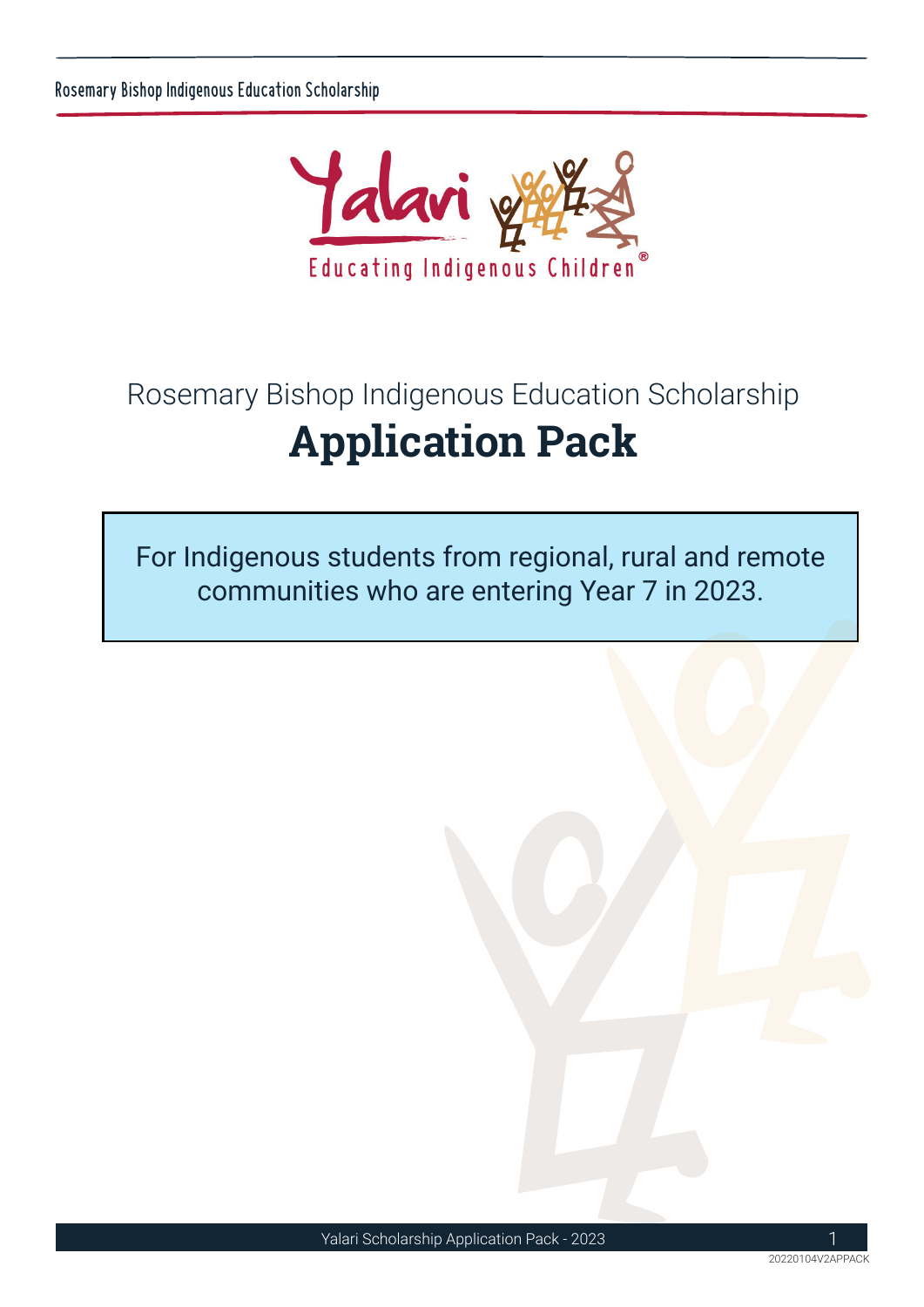Yalari

Educating Indigenous Children®

Rosemary Bishop Indigenous Education Scholarship

# Application Pack

For Indigenous students from regional, rural and remote communities who are entering Year 7 in 2023.

20220104V2APPACK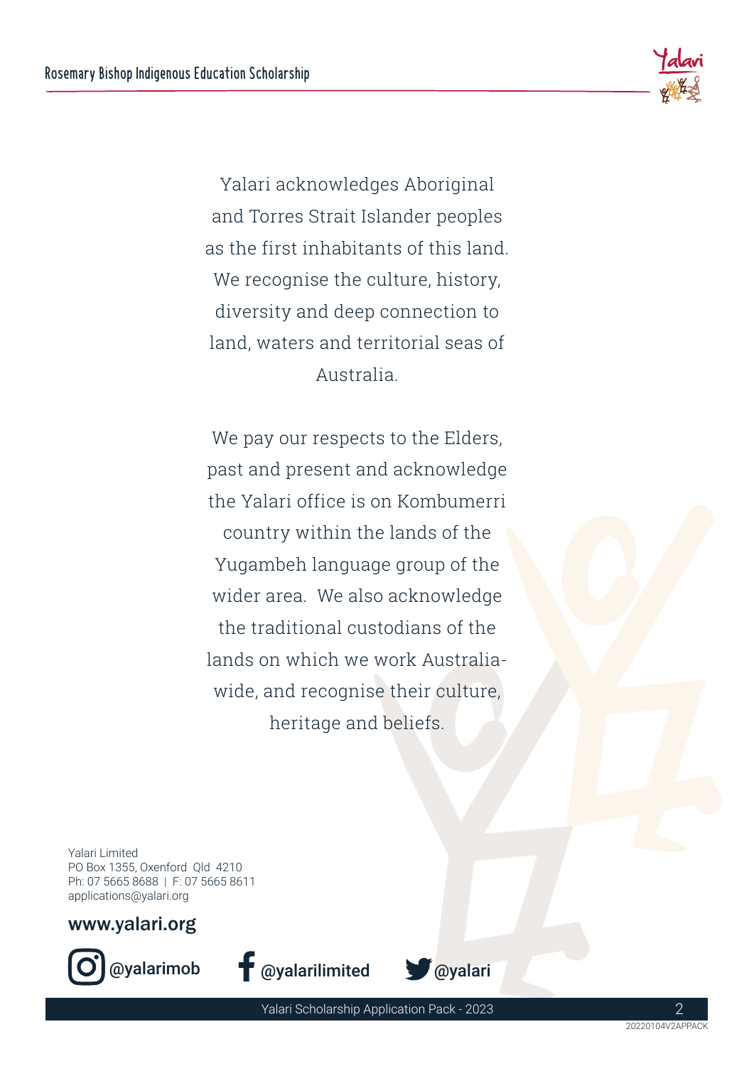Yalari acknowledges Aboriginal and Torres Strait Islander peoples as the first inhabitants of this land. We recognise the culture, history, diversity and deep connection to land, waters and territorial seas of Australia.

We pay our respects to the Elders, past and present and acknowledge the Yalari office is on Kombumerri country within the lands of the Yugambeh language group of the wider area. We also acknowledge the traditional custodians of the lands on which we work Australia-wide, and recognise their culture, heritage and beliefs.

Yalari Limited
PO Box 1355, Oxenford Qld 4210
Ph: 07 5665 8688 | F: 07 5665 8611
applications@yalari.org

**www.yalari.org**

@yalarimob @yalarilimited @yalari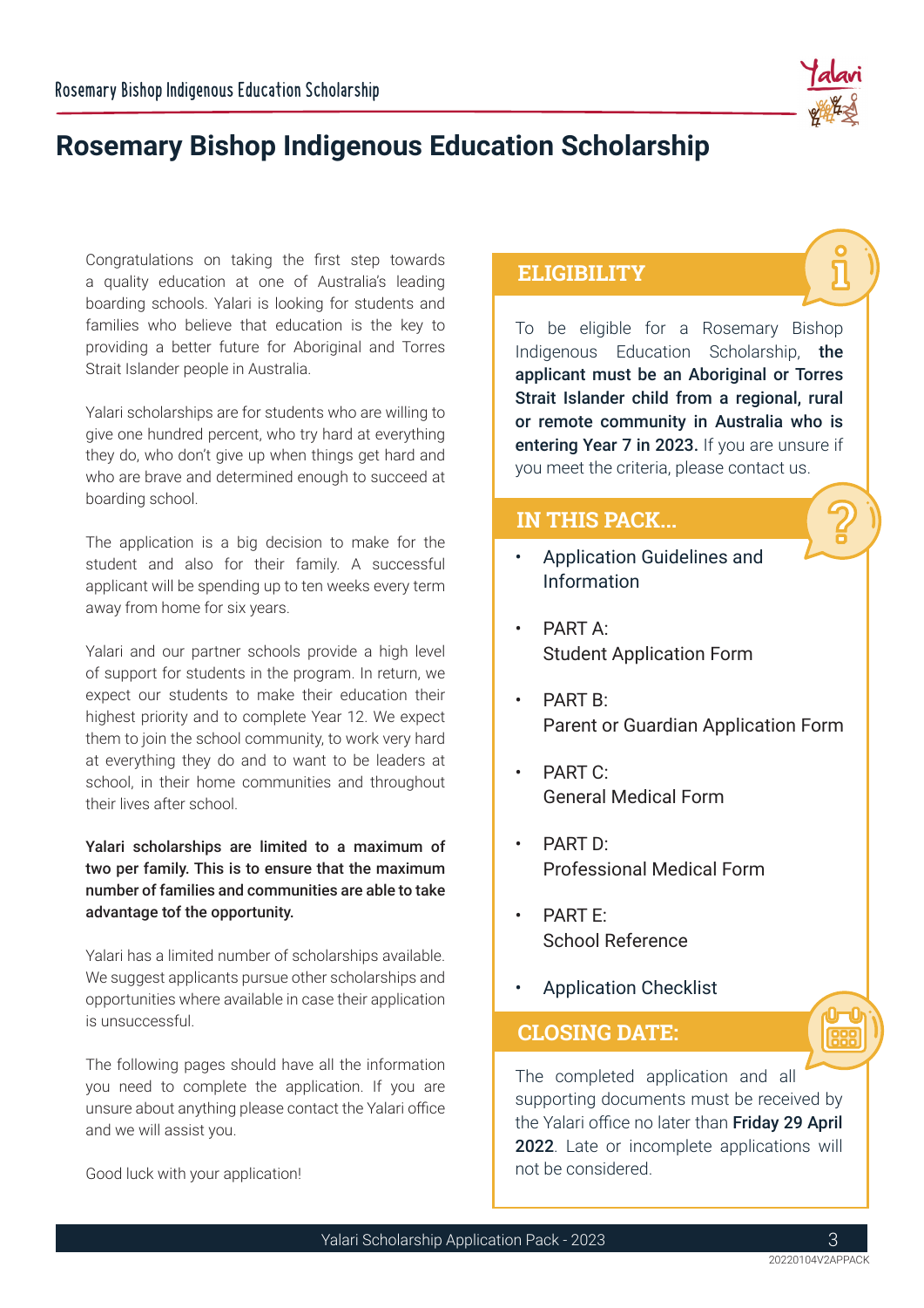# Rosemary Bishop Indigenous Education Scholarship

Congratulations on taking the first step towards a quality education at one of Australia's leading boarding schools. Yalari is looking for students and families who believe that education is the key to providing a better future for Aboriginal and Torres Strait Islander people in Australia.

Yalari scholarships are for students who are willing to give one hundred percent, who try hard at everything they do, who don't give up when things get hard and who are brave and determined enough to succeed at boarding school.

The application is a big decision to make for the student and also for their family. A successful applicant will be spending up to ten weeks every term away from home for six years.

Yalari and our partner schools provide a high level of support for students in the program. In return, we expect our students to make their education their highest priority and to complete Year 12. We expect them to join the school community, to work very hard at everything they do and to want to be leaders at school, in their home communities and throughout their lives after school.

**Yalari scholarships are limited to a maximum of two per family. This is to ensure that the maximum number of families and communities are able to take advantage tof the opportunity.**

Yalari has a limited number of scholarships available. We suggest applicants pursue other scholarships and opportunities where available in case their application is unsuccessful.

The following pages should have all the information you need to complete the application. If you are unsure about anything please contact the Yalari office and we will assist you.

Good luck with your application!

## ELIGIBILITY

To be eligible for a Rosemary Bishop Indigenous Education Scholarship, **the applicant must be an Aboriginal or Torres Strait Islander child from a regional, rural or remote community in Australia who is entering Year 7 in 2023.** If you are unsure if you meet the criteria, please contact us.

## IN THIS PACK...

- Application Guidelines and Information
- PART A: Student Application Form
- PART B: Parent or Guardian Application Form
- PART C: General Medical Form
- PART D: Professional Medical Form
- PART E: School Reference
- Application Checklist

## CLOSING DATE:

The completed application and all supporting documents must be received by the Yalari office no later than **Friday 29 April 2022**. Late or incomplete applications will not be considered.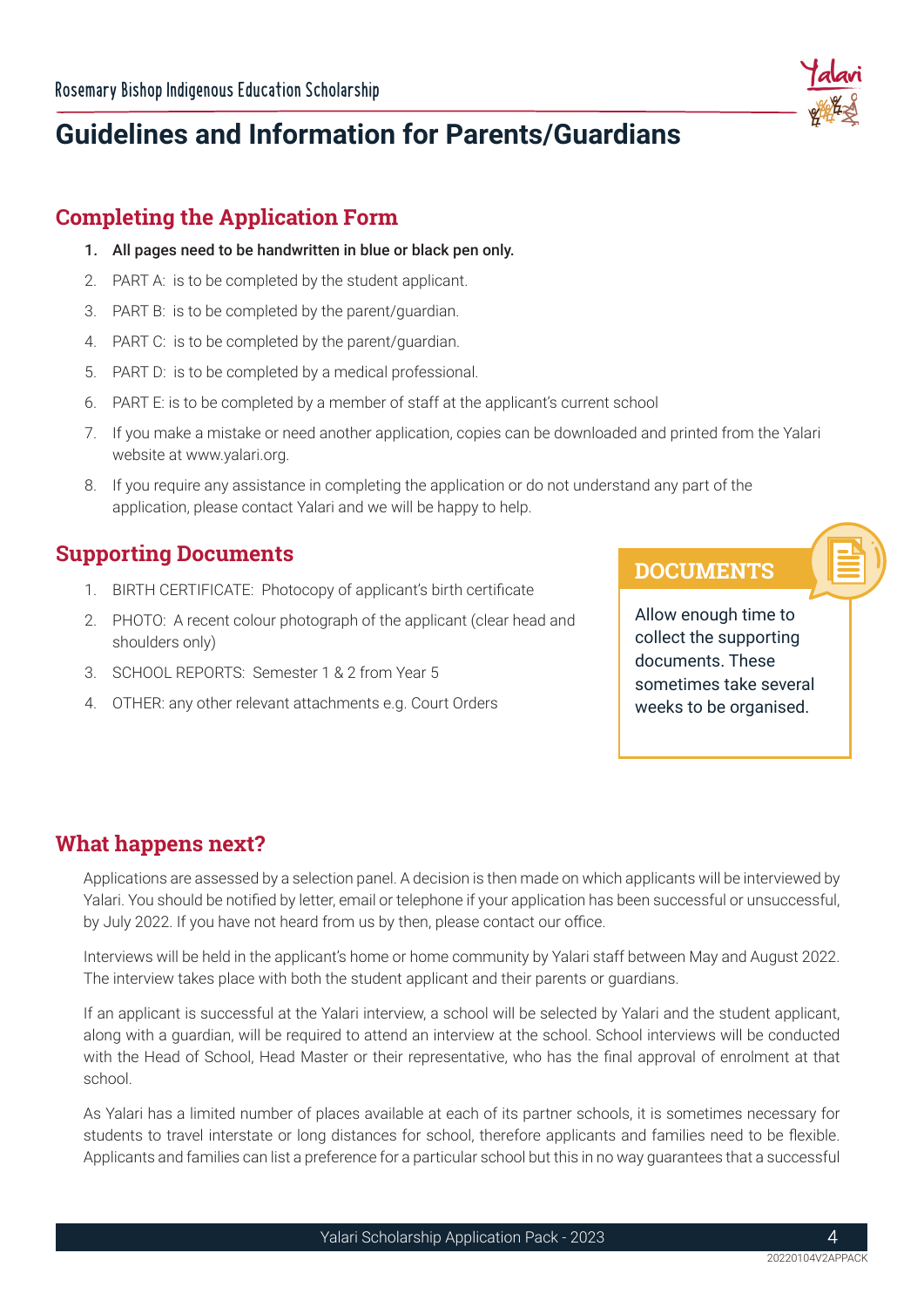## Guidelines and Information for Parents/Guardians

### Completing the Application Form

1. **All pages need to be handwritten in blue or black pen only.**
2. PART A: is to be completed by the student applicant.
3. PART B: is to be completed by the parent/guardian.
4. PART C: is to be completed by the parent/guardian.
5. PART D: is to be completed by a medical professional.
6. PART E: is to be completed by a member of staff at the applicant's current school
7. If you make a mistake or need another application, copies can be downloaded and printed from the Yalari website at www.yalari.org.
8. If you require any assistance in completing the application or do not understand any part of the application, please contact Yalari and we will be happy to help.

### Supporting Documents

1. BIRTH CERTIFICATE: Photocopy of applicant's birth certificate
2. PHOTO: A recent colour photograph of the applicant (clear head and shoulders only)
3. SCHOOL REPORTS: Semester 1 & 2 from Year 5
4. OTHER: any other relevant attachments e.g. Court Orders

**DOCUMENTS**

Allow enough time to collect the supporting documents. These sometimes take several weeks to be organised.

### What happens next?

Applications are assessed by a selection panel. A decision is then made on which applicants will be interviewed by Yalari. You should be notified by letter, email or telephone if your application has been successful or unsuccessful, by July 2022. If you have not heard from us by then, please contact our office.

Interviews will be held in the applicant's home or home community by Yalari staff between May and August 2022. The interview takes place with both the student applicant and their parents or guardians.

If an applicant is successful at the Yalari interview, a school will be selected by Yalari and the student applicant, along with a guardian, will be required to attend an interview at the school. School interviews will be conducted with the Head of School, Head Master or their representative, who has the final approval of enrolment at that school.

As Yalari has a limited number of places available at each of its partner schools, it is sometimes necessary for students to travel interstate or long distances for school, therefore applicants and families need to be flexible. Applicants and families can list a preference for a particular school but this in no way guarantees that a successful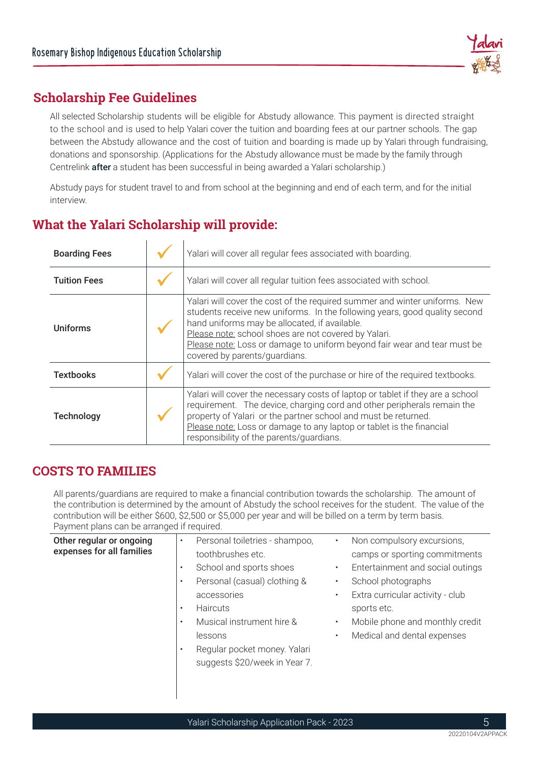## Scholarship Fee Guidelines

All selected Scholarship students will be eligible for Abstudy allowance. This payment is directed straight to the school and is used to help Yalari cover the tuition and boarding fees at our partner schools. The gap between the Abstudy allowance and the cost of tuition and boarding is made up by Yalari through fundraising, donations and sponsorship. (Applications for the Abstudy allowance must be made by the family through Centrelink **after** a student has been successful in being awarded a Yalari scholarship.)

Abstudy pays for student travel to and from school at the beginning and end of each term, and for the initial interview.

## What the Yalari Scholarship will provide:

| | | |
|---|---|---|
| **Boarding Fees** | ✓ | Yalari will cover all regular fees associated with boarding. |
| **Tuition Fees** | ✓ | Yalari will cover all regular tuition fees associated with school. |
| **Uniforms** | ✓ | Yalari will cover the cost of the required summer and winter uniforms. New students receive new uniforms. In the following years, good quality second hand uniforms may be allocated, if available.<br>Please note: school shoes are not covered by Yalari.<br>Please note: Loss or damage to uniform beyond fair wear and tear must be covered by parents/guardians. |
| **Textbooks** | ✓ | Yalari will cover the cost of the purchase or hire of the required textbooks. |
| **Technology** | ✓ | Yalari will cover the necessary costs of laptop or tablet if they are a school requirement. The device, charging cord and other peripherals remain the property of Yalari or the partner school and must be returned.<br>Please note: Loss or damage to any laptop or tablet is the financial responsibility of the parents/guardians. |

## COSTS TO FAMILIES

All parents/guardians are required to make a financial contribution towards the scholarship. The amount of the contribution is determined by the amount of Abstudy the school receives for the student. The value of the contribution will be either $600, $2,500 or $5,000 per year and will be billed on a term by term basis. Payment plans can be arranged if required.

**Other regular or ongoing expenses for all families**

- Personal toiletries - shampoo, toothbrushes etc.
- School and sports shoes
- Personal (casual) clothing & accessories
- Haircuts
- Musical instrument hire & lessons
- Regular pocket money. Yalari suggests $20/week in Year 7.
- Non compulsory excursions, camps or sporting commitments
- Entertainment and social outings
- School photographs
- Extra curricular activity - club sports etc.
- Mobile phone and monthly credit
- Medical and dental expenses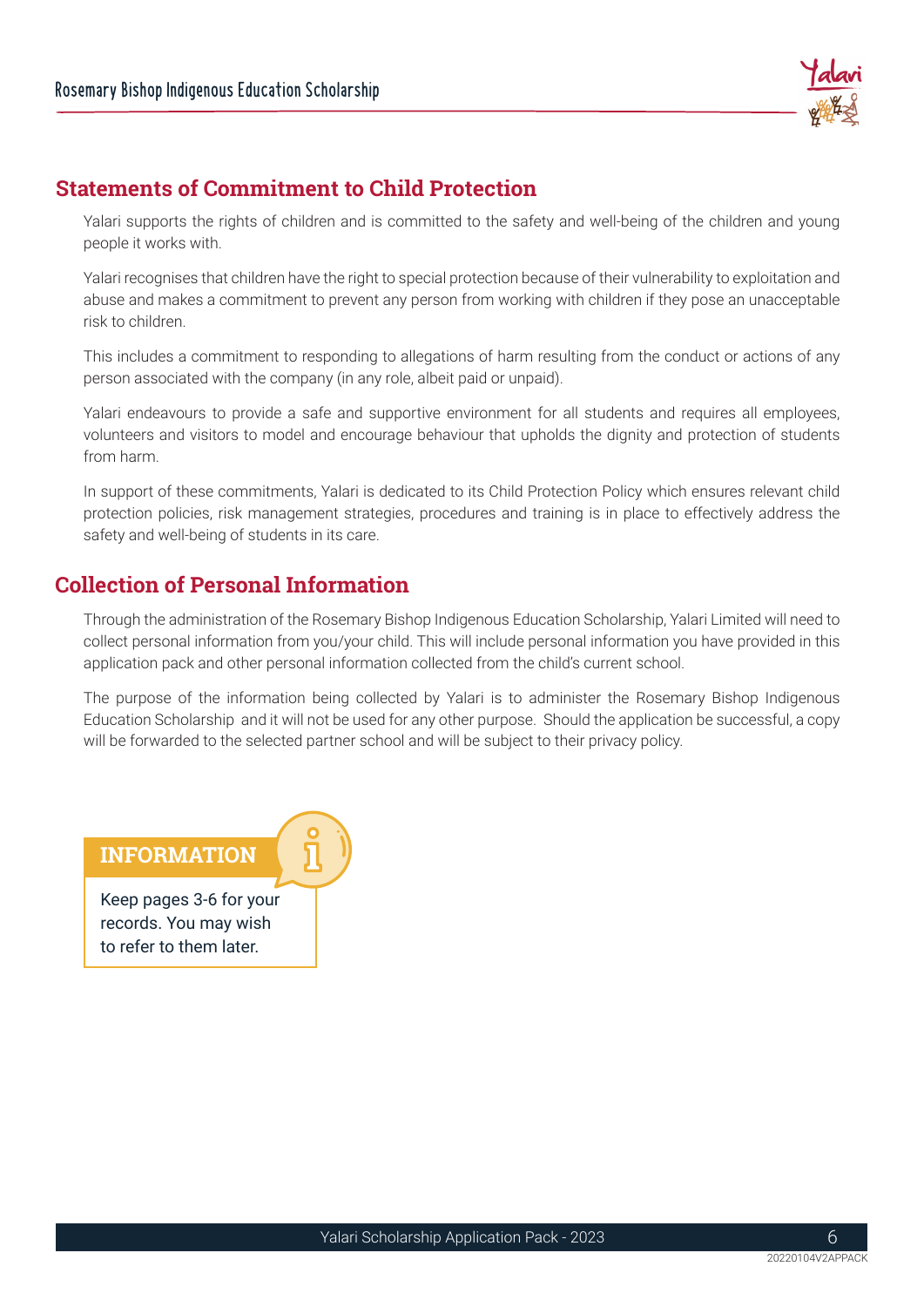## Statements of Commitment to Child Protection

Yalari supports the rights of children and is committed to the safety and well-being of the children and young people it works with.

Yalari recognises that children have the right to special protection because of their vulnerability to exploitation and abuse and makes a commitment to prevent any person from working with children if they pose an unacceptable risk to children.

This includes a commitment to responding to allegations of harm resulting from the conduct or actions of any person associated with the company (in any role, albeit paid or unpaid).

Yalari endeavours to provide a safe and supportive environment for all students and requires all employees, volunteers and visitors to model and encourage behaviour that upholds the dignity and protection of students from harm.

In support of these commitments, Yalari is dedicated to its Child Protection Policy which ensures relevant child protection policies, risk management strategies, procedures and training is in place to effectively address the safety and well-being of students in its care.

## Collection of Personal Information

Through the administration of the Rosemary Bishop Indigenous Education Scholarship, Yalari Limited will need to collect personal information from you/your child. This will include personal information you have provided in this application pack and other personal information collected from the child's current school.

The purpose of the information being collected by Yalari is to administer the Rosemary Bishop Indigenous Education Scholarship and it will not be used for any other purpose. Should the application be successful, a copy will be forwarded to the selected partner school and will be subject to their privacy policy.

**INFORMATION**

Keep pages 3-6 for your records. You may wish to refer to them later.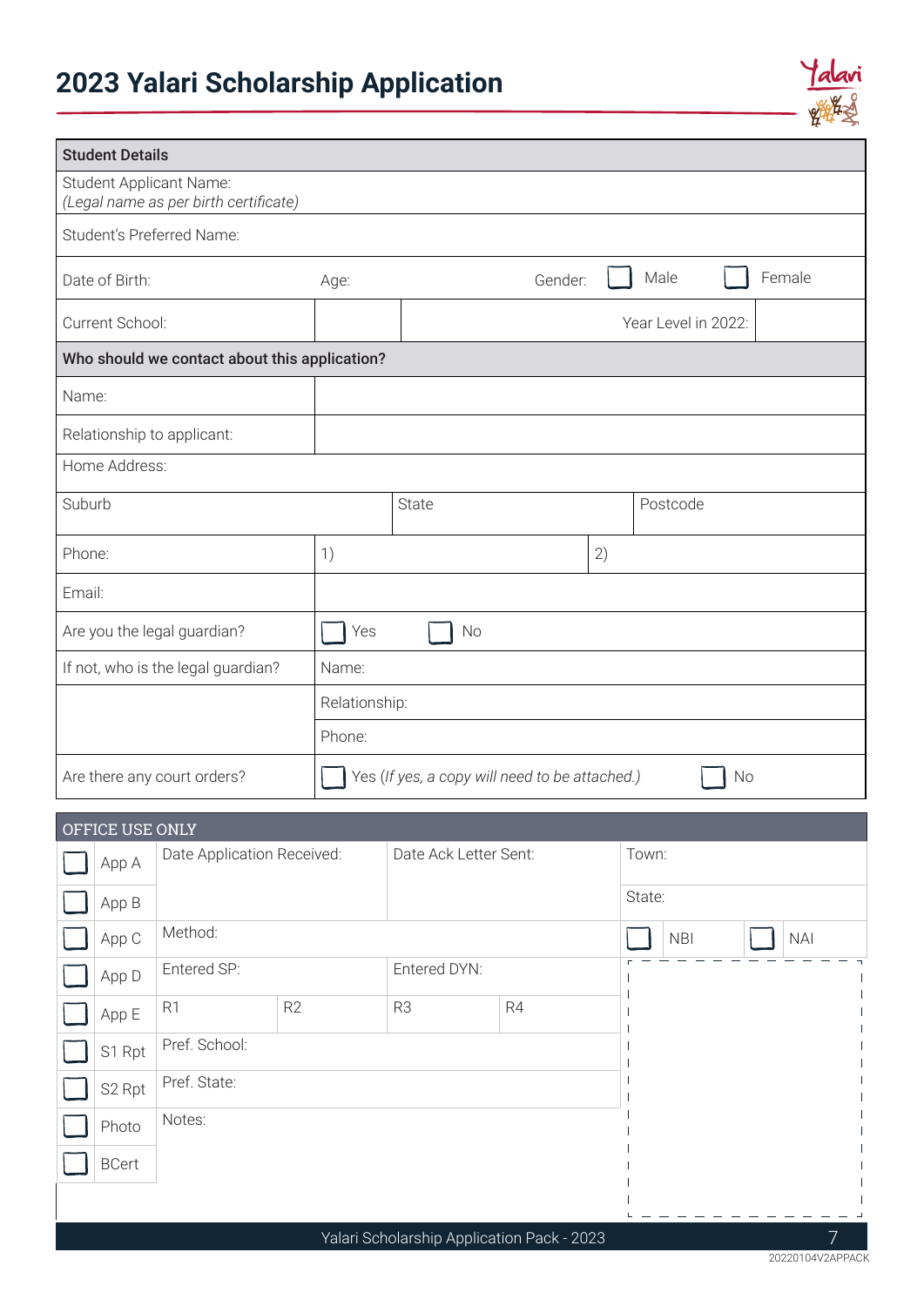# 2023 Yalari Scholarship Application

| Student Details | | | |
|---|---|---|---|
| Student Applicant Name: *(Legal name as per birth certificate)* | | | |
| Student's Preferred Name: | | | |
| Date of Birth: | Age: | Gender: ☐ Male ☐ Female | |
| Current School: | | Year Level in 2022: | |

| Who should we contact about this application? | | | |
|---|---|---|---|
| Name: | | | |
| Relationship to applicant: | | | |
| Home Address: | | | |
| Suburb | State | Postcode | |
| Phone: | 1) | 2) | |
| Email: | | | |
| Are you the legal guardian? | ☐ Yes ☐ No | | |
| If not, who is the legal guardian? | Name: | | |
| | Relationship: | | |
| | Phone: | | |
| Are there any court orders? | ☐ Yes (*If yes, a copy will need to be attached.*) ☐ No | | |

| OFFICE USE ONLY | | | | | |
|---|---|---|---|---|---|
| ☐ App A | Date Application Received: | | Date Ack Letter Sent: | | Town: |
| ☐ App B | | | | | State: |
| ☐ App C | Method: | | | | ☐ NBI ☐ NAI |
| ☐ App D | Entered SP: | | Entered DYN: | | |
| ☐ App E | R1 | R2 | R3 | R4 | |
| ☐ S1 Rpt | Pref. School: | | | | |
| ☐ S2 Rpt | Pref. State: | | | | |
| ☐ Photo | Notes: | | | | |
| ☐ BCert | | | | | |

20220104V2APPACK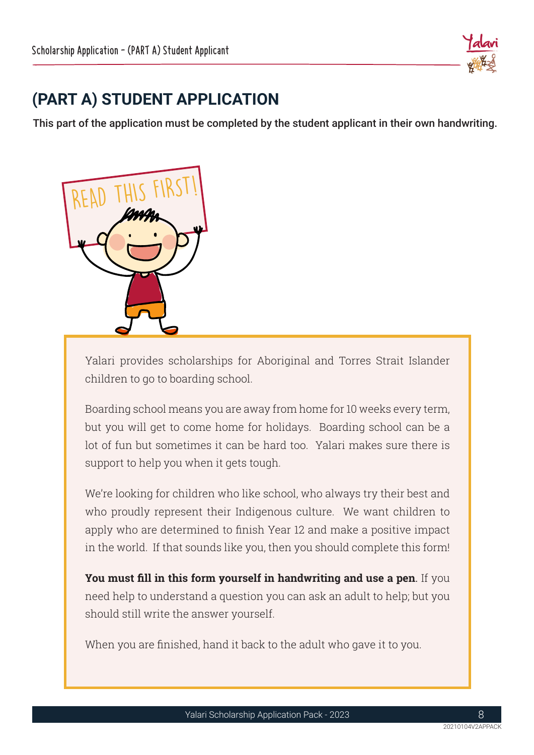# (PART A) STUDENT APPLICATION

**This part of the application must be completed by the student applicant in their own handwriting.**

READ THIS FIRST!

Yalari provides scholarships for Aboriginal and Torres Strait Islander children to go to boarding school.

Boarding school means you are away from home for 10 weeks every term, but you will get to come home for holidays. Boarding school can be a lot of fun but sometimes it can be hard too. Yalari makes sure there is support to help you when it gets tough.

We're looking for children who like school, who always try their best and who proudly represent their Indigenous culture. We want children to apply who are determined to finish Year 12 and make a positive impact in the world. If that sounds like you, then you should complete this form!

**You must fill in this form yourself in handwriting and use a pen**. If you need help to understand a question you can ask an adult to help; but you should still write the answer yourself.

When you are finished, hand it back to the adult who gave it to you.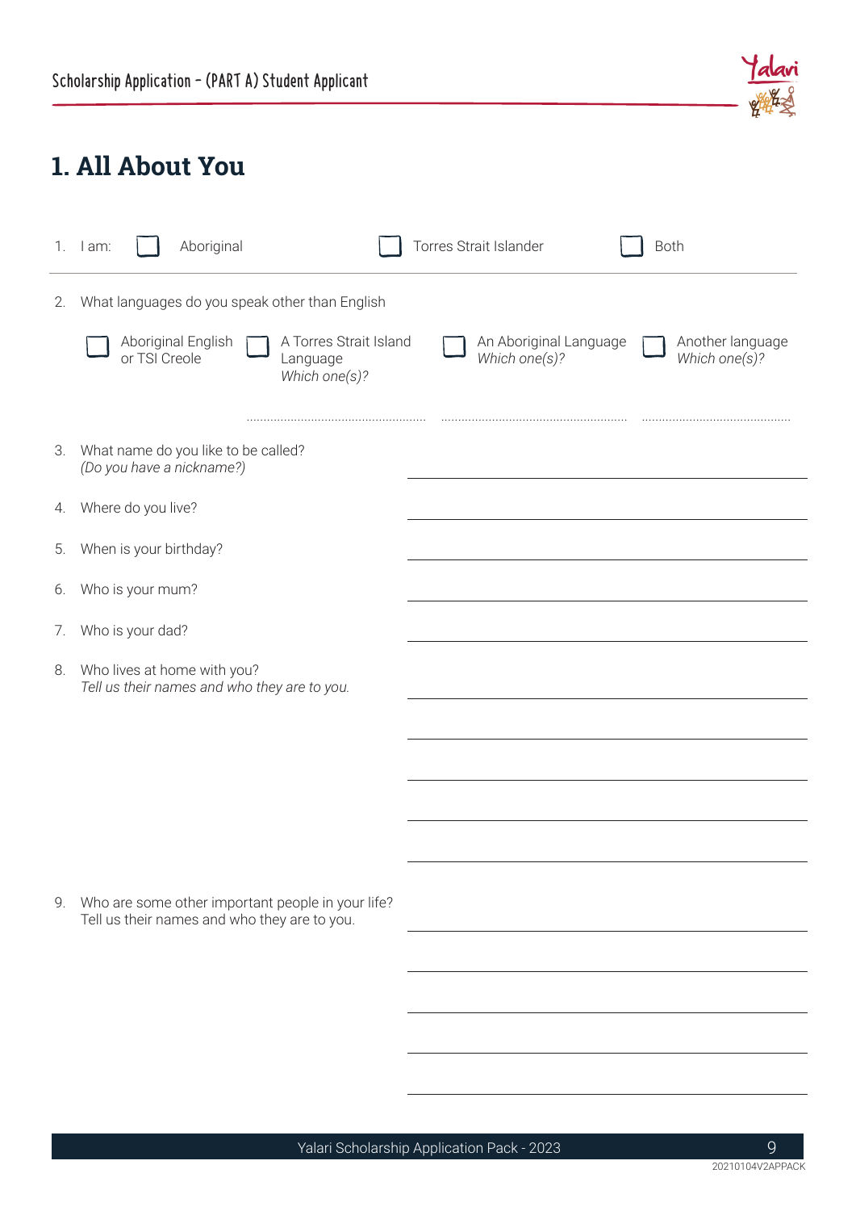Scholarship Application – (PART A) Student Applicant

# 1. All About You

1. I am: ☐ Aboriginal ☐ Torres Strait Islander ☐ Both

2. What languages do you speak other than English

   ☐ Aboriginal English or TSI Creole ☐ A Torres Strait Island Language *Which one(s)?* ☐ An Aboriginal Language *Which one(s)?* ☐ Another language *Which one(s)?*

   .................................................... .................................................... ....................................................

3. What name do you like to be called? *(Do you have a nickname?)* ____________________

4. Where do you live? ____________________

5. When is your birthday? ____________________

6. Who is your mum? ____________________

7. Who is your dad? ____________________

8. Who lives at home with you? *Tell us their names and who they are to you.*

   ____________________

   ____________________

   ____________________

   ____________________

   ____________________

9. Who are some other important people in your life? Tell us their names and who they are to you.

   ____________________

   ____________________

   ____________________

   ____________________

   ____________________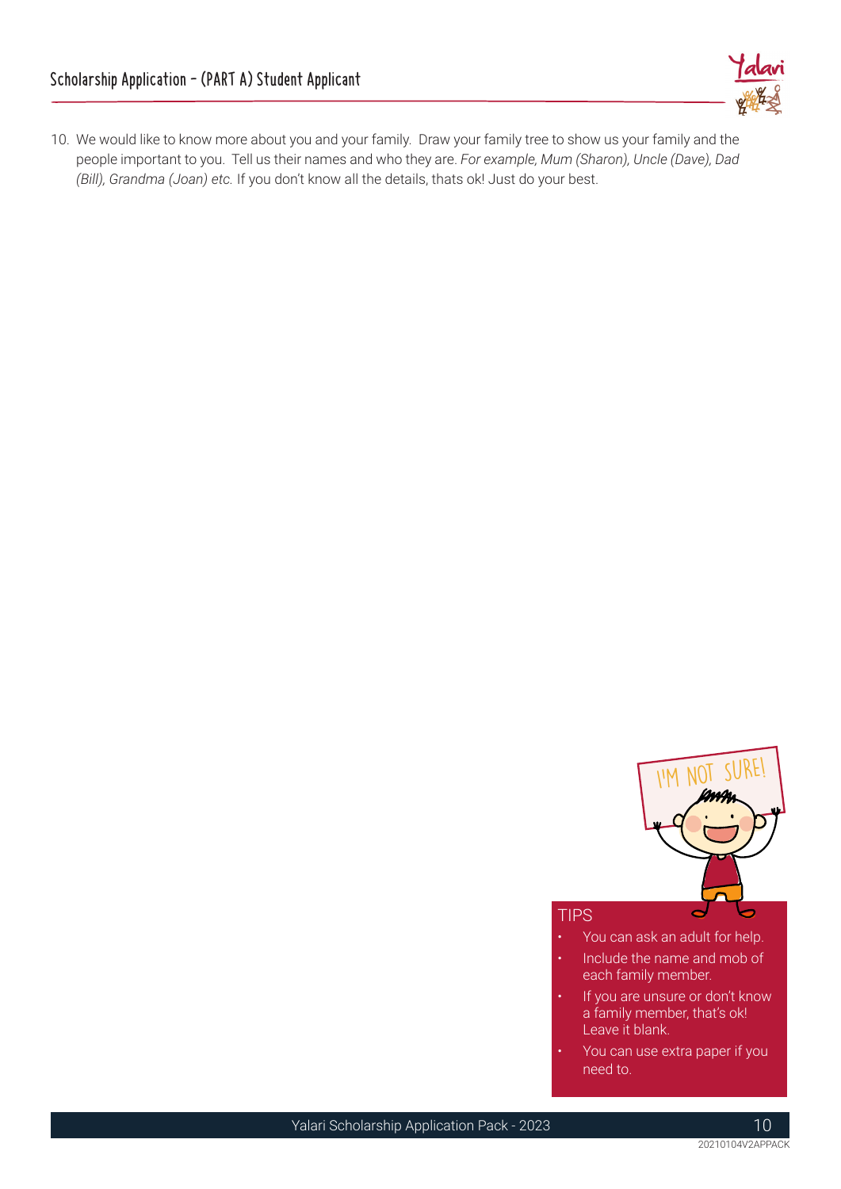## Scholarship Application - (PART A) Student Applicant

10. We would like to know more about you and your family. Draw your family tree to show us your family and the people important to you. Tell us their names and who they are. *For example, Mum (Sharon), Uncle (Dave), Dad (Bill), Grandma (Joan) etc.* If you don't know all the details, thats ok! Just do your best.

I'M NOT SURE!

TIPS

- You can ask an adult for help.
- Include the name and mob of each family member.
- If you are unsure or don't know a family member, that's ok! Leave it blank.
- You can use extra paper if you need to.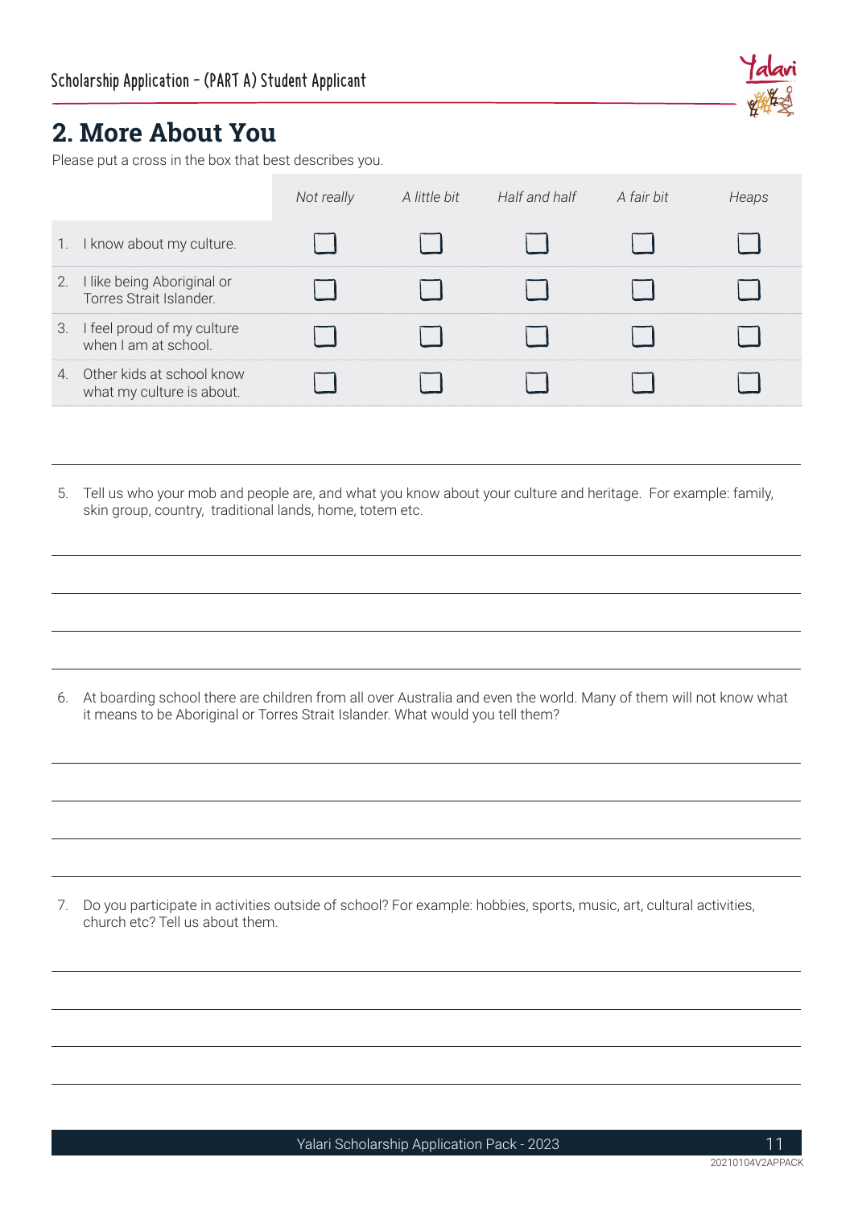## 2. More About You

Please put a cross in the box that best describes you.

| | *Not really* | *A little bit* | *Half and half* | *A fair bit* | *Heaps* |
|---|---|---|---|---|---|
| 1. I know about my culture. | ☐ | ☐ | ☐ | ☐ | ☐ |
| 2. I like being Aboriginal or Torres Strait Islander. | ☐ | ☐ | ☐ | ☐ | ☐ |
| 3. I feel proud of my culture when I am at school. | ☐ | ☐ | ☐ | ☐ | ☐ |
| 4. Other kids at school know what my culture is about. | ☐ | ☐ | ☐ | ☐ | ☐ |

5. Tell us who your mob and people are, and what you know about your culture and heritage. For example: family, skin group, country, traditional lands, home, totem etc.

6. At boarding school there are children from all over Australia and even the world. Many of them will not know what it means to be Aboriginal or Torres Strait Islander. What would you tell them?

7. Do you participate in activities outside of school? For example: hobbies, sports, music, art, cultural activities, church etc? Tell us about them.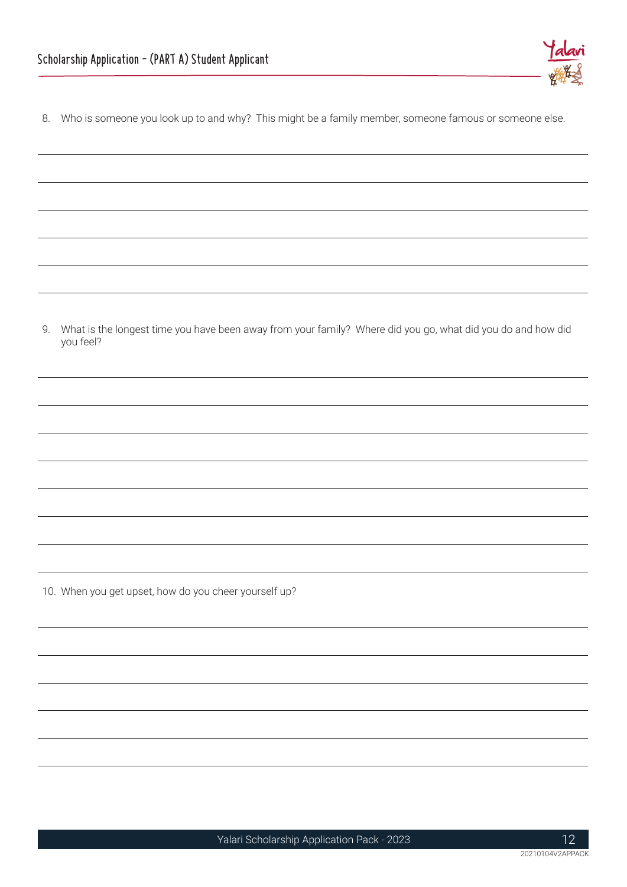8. Who is someone you look up to and why? This might be a family member, someone famous or someone else.

9. What is the longest time you have been away from your family? Where did you go, what did you do and how did you feel?

10. When you get upset, how do you cheer yourself up?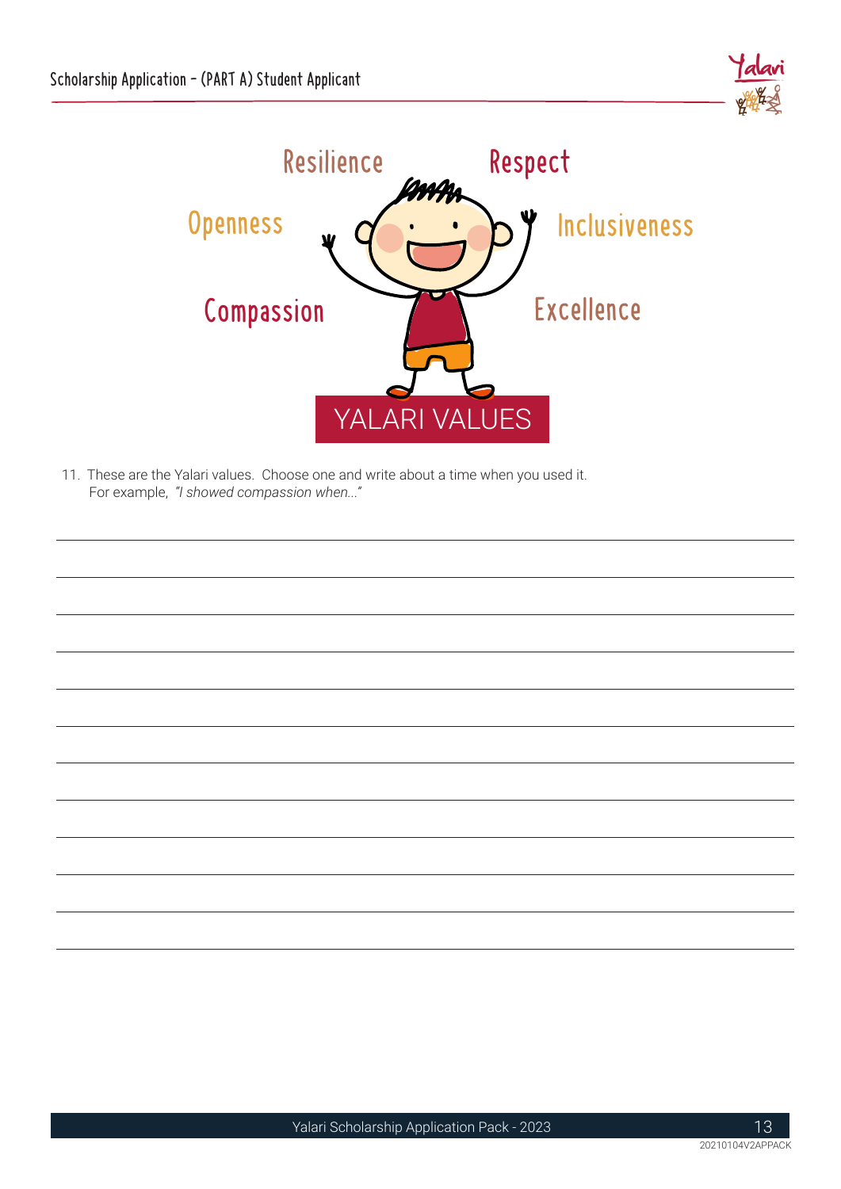Resilience

Respect

Openness

Inclusiveness

Compassion

Excellence

YALARI VALUES

11. These are the Yalari values. Choose one and write about a time when you used it.
    For example, *"I showed compassion when..."*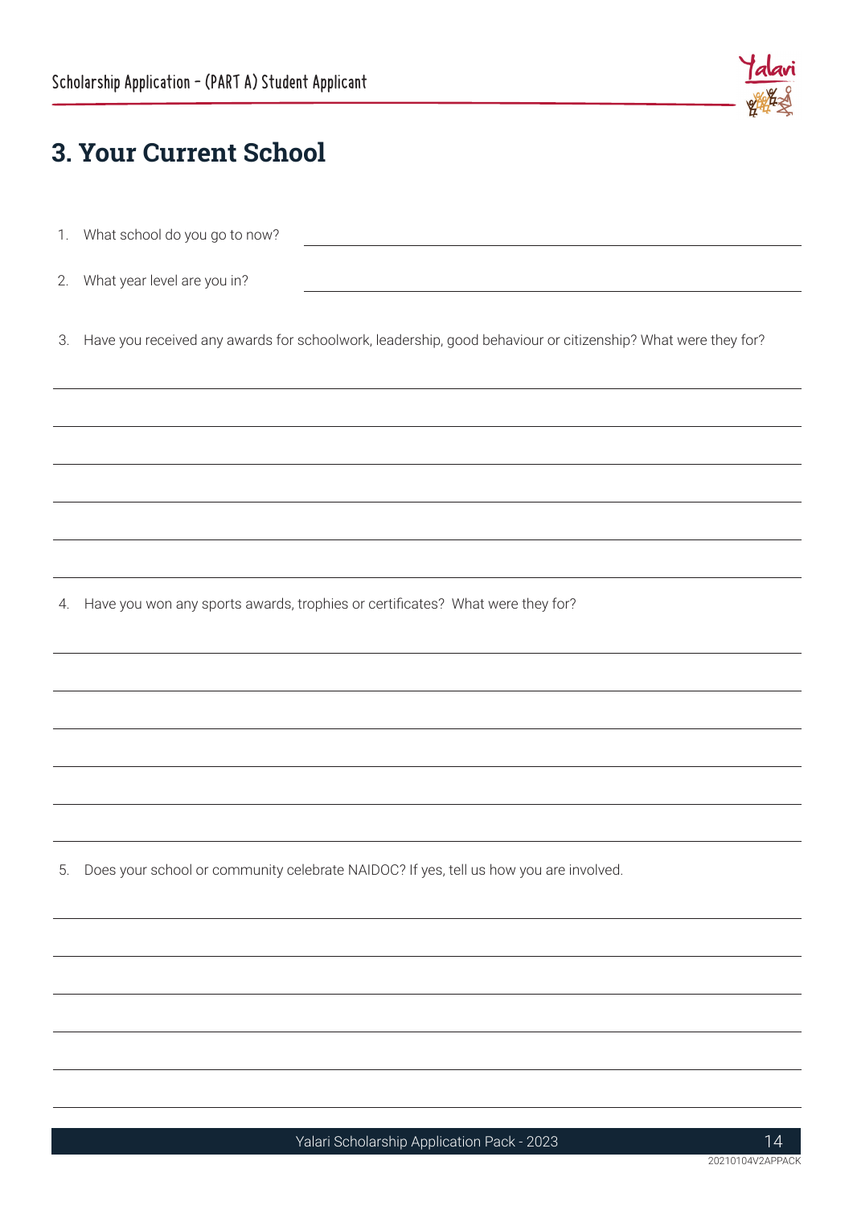# 3. Your Current School

1. What school do you go to now?
2. What year level are you in?
3. Have you received any awards for schoolwork, leadership, good behaviour or citizenship? What were they for?
4. Have you won any sports awards, trophies or certificates? What were they for?
5. Does your school or community celebrate NAIDOC? If yes, tell us how you are involved.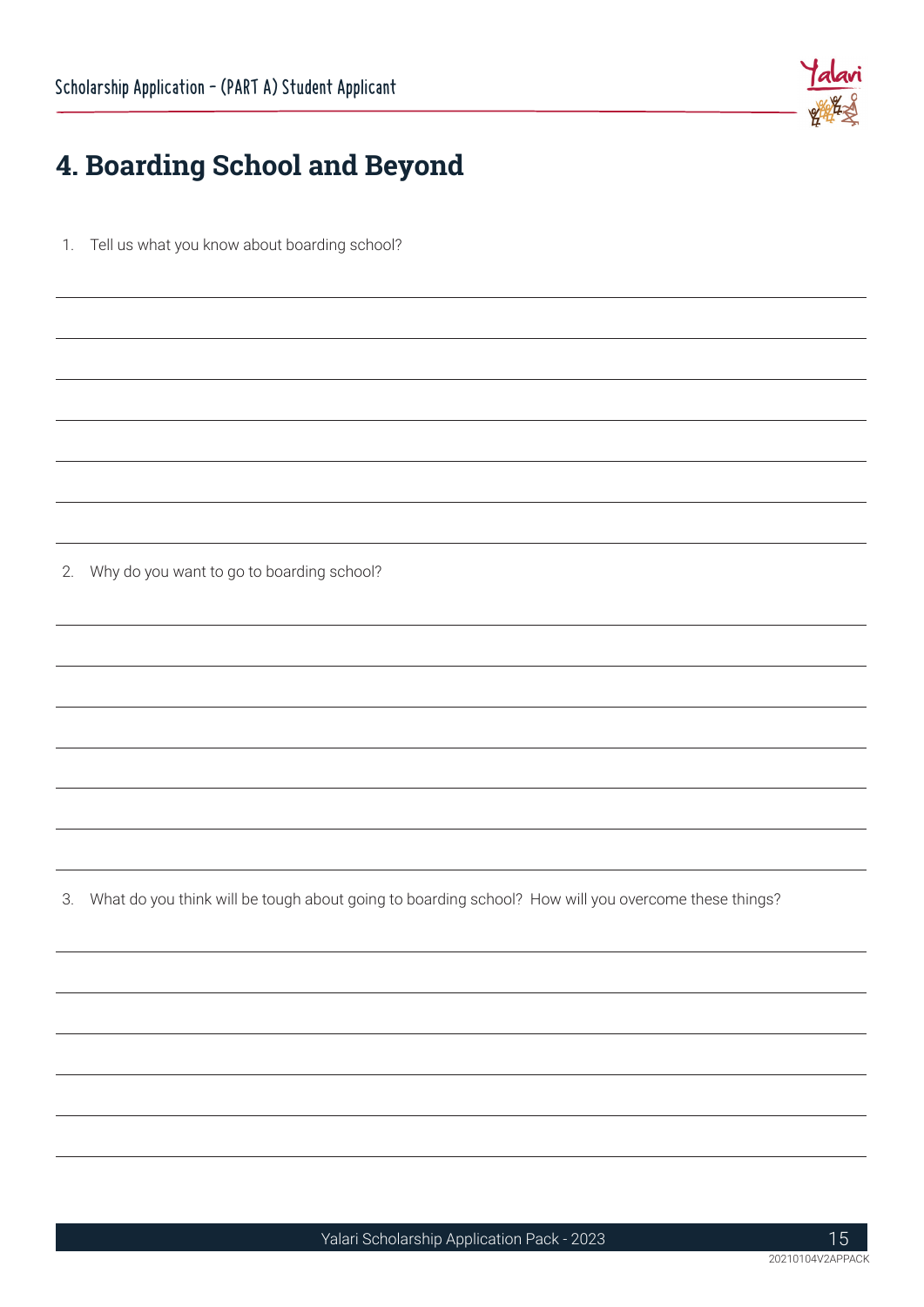# 4. Boarding School and Beyond

1. Tell us what you know about boarding school?

2. Why do you want to go to boarding school?

3. What do you think will be tough about going to boarding school? How will you overcome these things?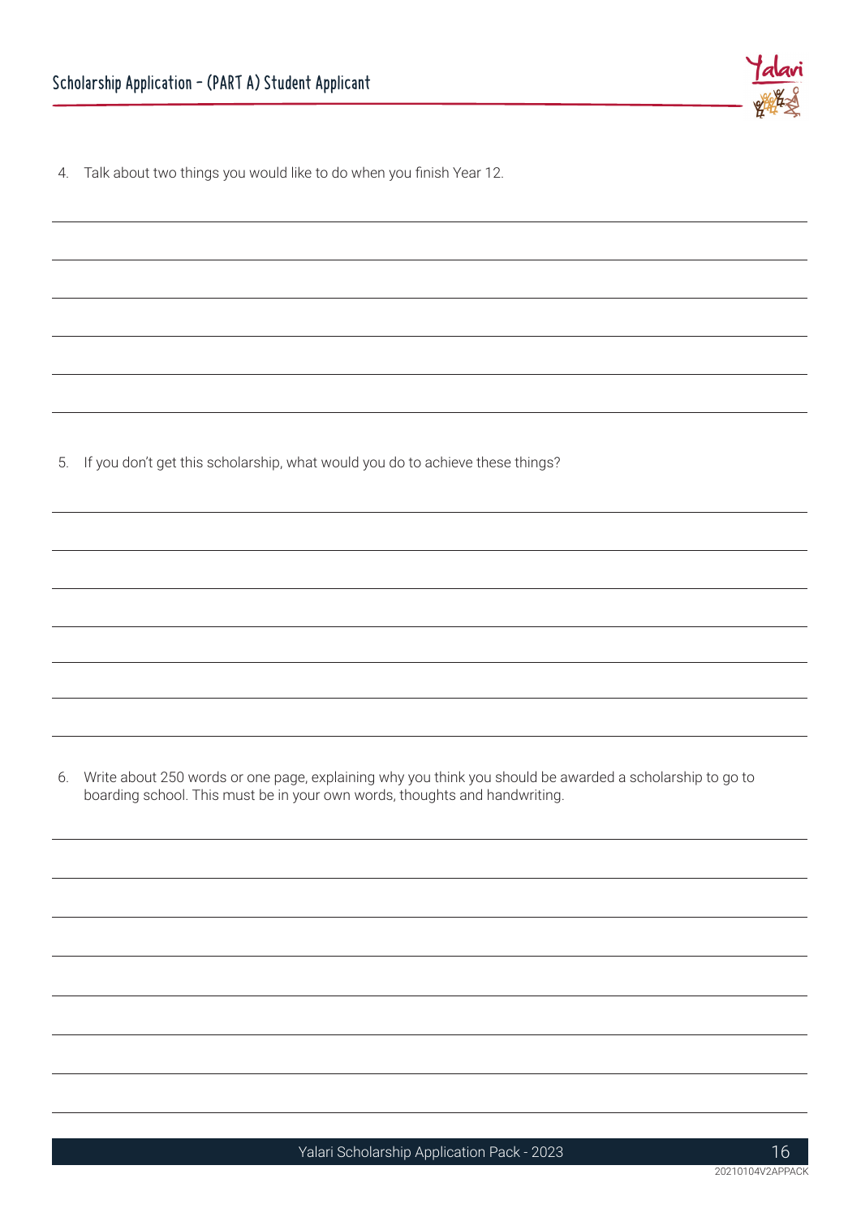4. Talk about two things you would like to do when you finish Year 12.

5. If you don't get this scholarship, what would you do to achieve these things?

6. Write about 250 words or one page, explaining why you think you should be awarded a scholarship to go to boarding school. This must be in your own words, thoughts and handwriting.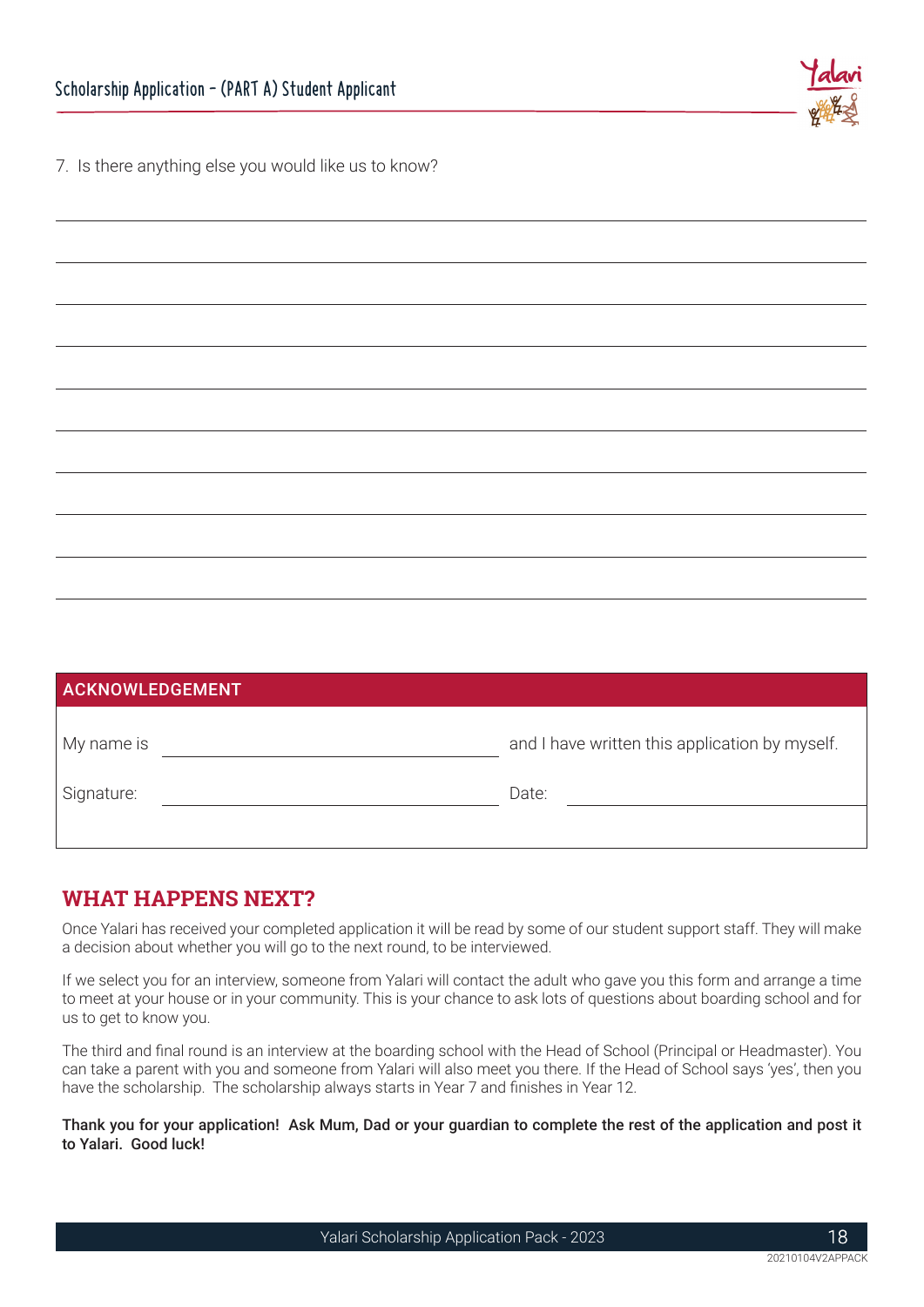7. Is there anything else you would like us to know?

## ACKNOWLEDGEMENT

My name is ______________________ and I have written this application by myself.

Signature: ______________________ Date: ______________________

## WHAT HAPPENS NEXT?

Once Yalari has received your completed application it will be read by some of our student support staff. They will make a decision about whether you will go to the next round, to be interviewed.

If we select you for an interview, someone from Yalari will contact the adult who gave you this form and arrange a time to meet at your house or in your community. This is your chance to ask lots of questions about boarding school and for us to get to know you.

The third and final round is an interview at the boarding school with the Head of School (Principal or Headmaster). You can take a parent with you and someone from Yalari will also meet you there. If the Head of School says 'yes', then you have the scholarship. The scholarship always starts in Year 7 and finishes in Year 12.

**Thank you for your application! Ask Mum, Dad or your guardian to complete the rest of the application and post it to Yalari. Good luck!**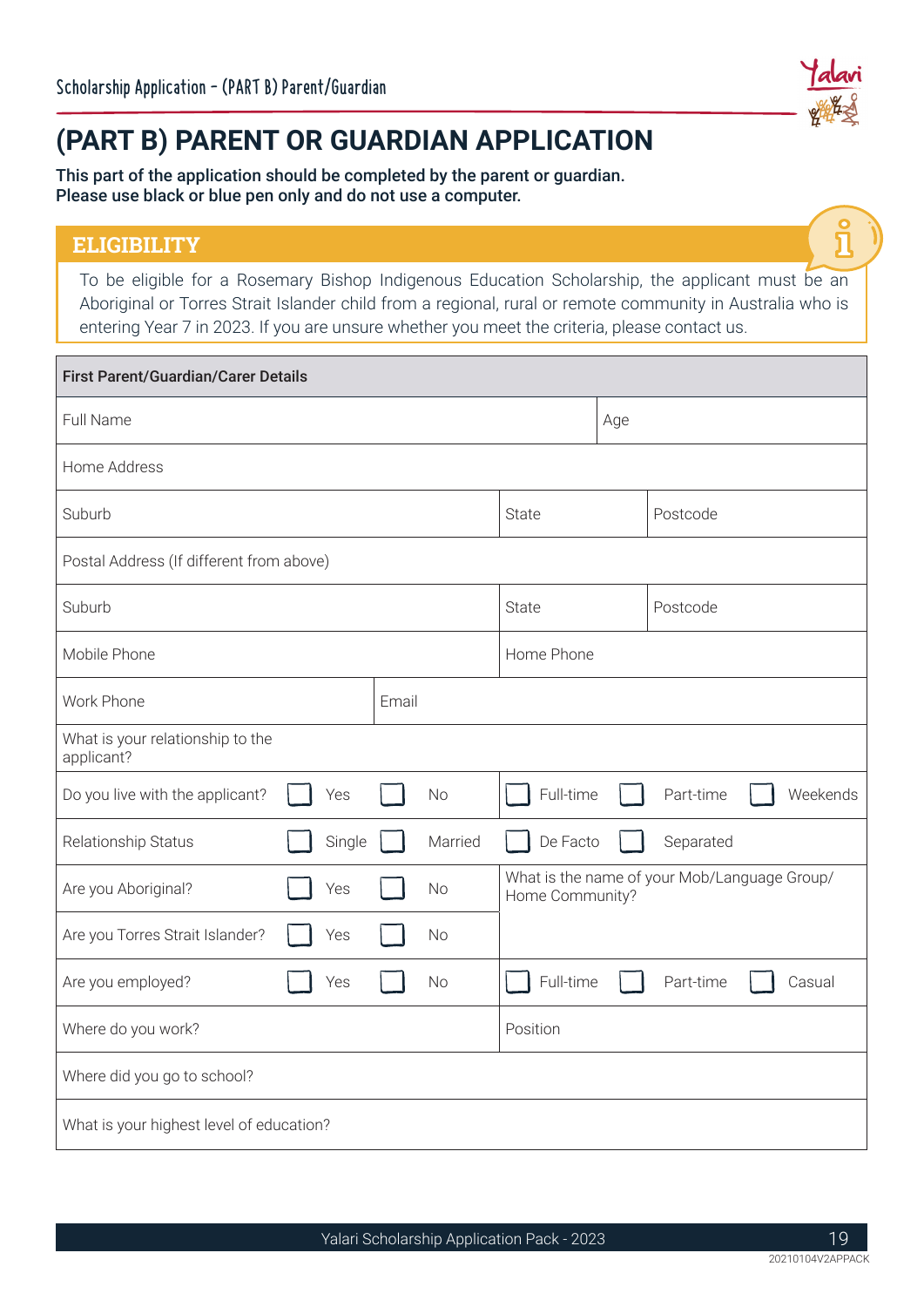# (PART B) PARENT OR GUARDIAN APPLICATION

**This part of the application should be completed by the parent or guardian.**
**Please use black or blue pen only and do not use a computer.**

## ELIGIBILITY

To be eligible for a Rosemary Bishop Indigenous Education Scholarship, the applicant must be an Aboriginal or Torres Strait Islander child from a regional, rural or remote community in Australia who is entering Year 7 in 2023. If you are unsure whether you meet the criteria, please contact us.

| First Parent/Guardian/Carer Details | | | |
|---|---|---|---|
| Full Name | | Age | |
| Home Address | | | |
| Suburb | | State | Postcode |
| Postal Address (If different from above) | | | |
| Suburb | | State | Postcode |
| Mobile Phone | | Home Phone | |
| Work Phone | Email | | |
| What is your relationship to the applicant? | | | |
| Do you live with the applicant? ☐ Yes ☐ No | | ☐ Full-time ☐ Part-time ☐ Weekends | |
| Relationship Status ☐ Single ☐ Married | | ☐ De Facto ☐ Separated | |
| Are you Aboriginal? ☐ Yes ☐ No | | What is the name of your Mob/Language Group/ Home Community? | |
| Are you Torres Strait Islander? ☐ Yes ☐ No | | | |
| Are you employed? ☐ Yes ☐ No | | ☐ Full-time ☐ Part-time ☐ Casual | |
| Where do you work? | | Position | |
| Where did you go to school? | | | |
| What is your highest level of education? | | | |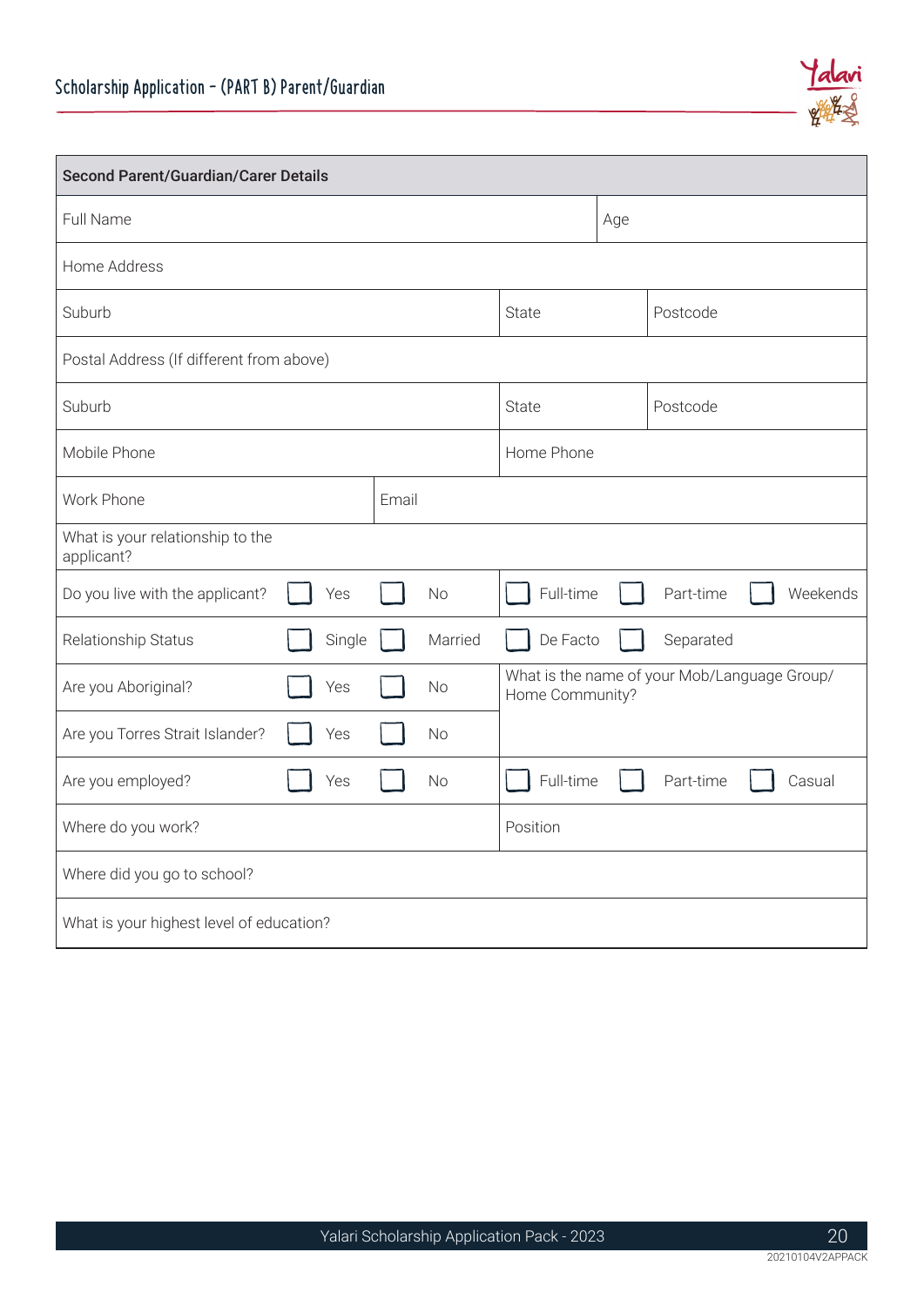## Scholarship Application – (PART B) Parent/Guardian

| Second Parent/Guardian/Carer Details | | | |
|---|---|---|---|
| Full Name | | | Age |
| Home Address | | | |
| Suburb | | State | Postcode |
| Postal Address (If different from above) | | | |
| Suburb | | State | Postcode |
| Mobile Phone | | Home Phone | |
| Work Phone | Email | | |
| What is your relationship to the applicant? | | | |
| Do you live with the applicant? ☐ Yes ☐ No | | ☐ Full-time ☐ Part-time ☐ Weekends | |
| Relationship Status ☐ Single ☐ Married | | ☐ De Facto ☐ Separated | |
| Are you Aboriginal? ☐ Yes ☐ No | | What is the name of your Mob/Language Group/ Home Community? | |
| Are you Torres Strait Islander? ☐ Yes ☐ No | | | |
| Are you employed? ☐ Yes ☐ No | | ☐ Full-time ☐ Part-time ☐ Casual | |
| Where do you work? | | Position | |
| Where did you go to school? | | | |
| What is your highest level of education? | | | |

20210104V2APPACK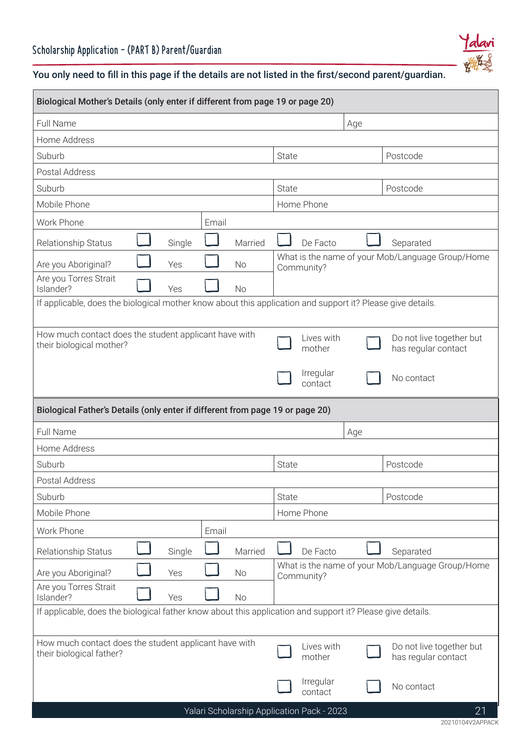## Scholarship Application – (PART B) Parent/Guardian

**You only need to fill in this page if the details are not listed in the first/second parent/guardian.**

### Biological Mother's Details (only enter if different from page 19 or page 20)

| Full Name | | Age | |
|---|---|---|---|
| Home Address | | | |
| Suburb | State | Postcode | |
| Postal Address | | | |
| Suburb | State | Postcode | |
| Mobile Phone | Home Phone | | |
| Work Phone | Email | | |

Relationship Status: ☐ Single ☐ Married ☐ De Facto ☐ Separated

Are you Aboriginal? ☐ Yes ☐ No

Are you Torres Strait Islander? ☐ Yes ☐ No

What is the name of your Mob/Language Group/Home Community?

If applicable, does the biological mother know about this application and support it? Please give details.

How much contact does the student applicant have with their biological mother?

☐ Lives with mother ☐ Do not live together but has regular contact

☐ Irregular contact ☐ No contact

### Biological Father's Details (only enter if different from page 19 or page 20)

| Full Name | | Age | |
|---|---|---|---|
| Home Address | | | |
| Suburb | State | Postcode | |
| Postal Address | | | |
| Suburb | State | Postcode | |
| Mobile Phone | Home Phone | | |
| Work Phone | Email | | |

Relationship Status: ☐ Single ☐ Married ☐ De Facto ☐ Separated

Are you Aboriginal? ☐ Yes ☐ No

Are you Torres Strait Islander? ☐ Yes ☐ No

What is the name of your Mob/Language Group/Home Community?

If applicable, does the biological father know about this application and support it? Please give details.

How much contact does the student applicant have with their biological father?

☐ Lives with mother ☐ Do not live together but has regular contact

☐ Irregular contact ☐ No contact

20210104V2APPACK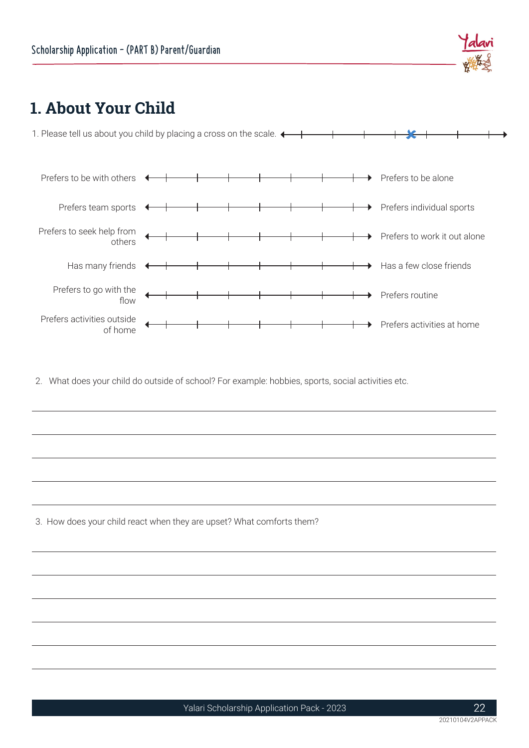# 1. About Your Child

1. Please tell us about you child by placing a cross on the scale.

| | | |
|---|---|---|
| Prefers to be with others | ◄—+—+—+—+—+—+—+—► | Prefers to be alone |
| Prefers team sports | ◄—+—+—+—+—+—+—+—► | Prefers individual sports |
| Prefers to seek help from others | ◄—+—+—+—+—+—+—+—► | Prefers to work it out alone |
| Has many friends | ◄—+—+—+—+—+—+—+—► | Has a few close friends |
| Prefers to go with the flow | ◄—+—+—+—+—+—+—+—► | Prefers routine |
| Prefers activities outside of home | ◄—+—+—+—+—+—+—+—► | Prefers activities at home |

2. What does your child do outside of school? For example: hobbies, sports, social activities etc.

______________________________________________

______________________________________________

______________________________________________

______________________________________________

3. How does your child react when they are upset? What comforts them?

______________________________________________

______________________________________________

______________________________________________

______________________________________________

______________________________________________

______________________________________________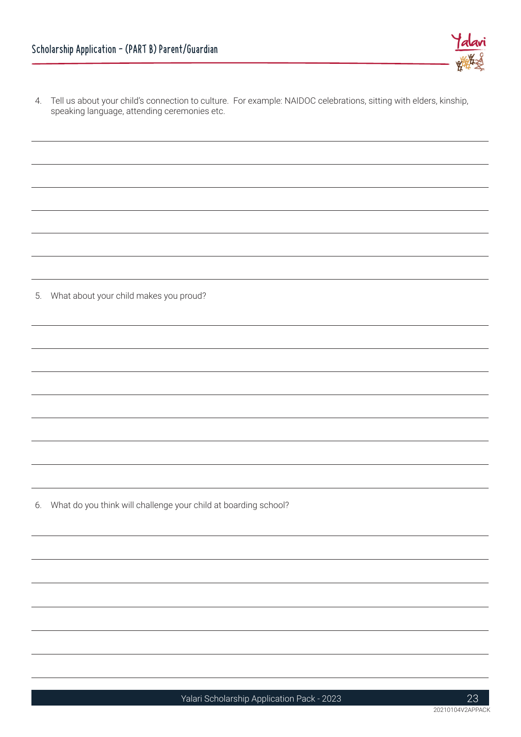## Scholarship Application – (PART B) Parent/Guardian

4. Tell us about your child's connection to culture. For example: NAIDOC celebrations, sitting with elders, kinship, speaking language, attending ceremonies etc.

5. What about your child makes you proud?

6. What do you think will challenge your child at boarding school?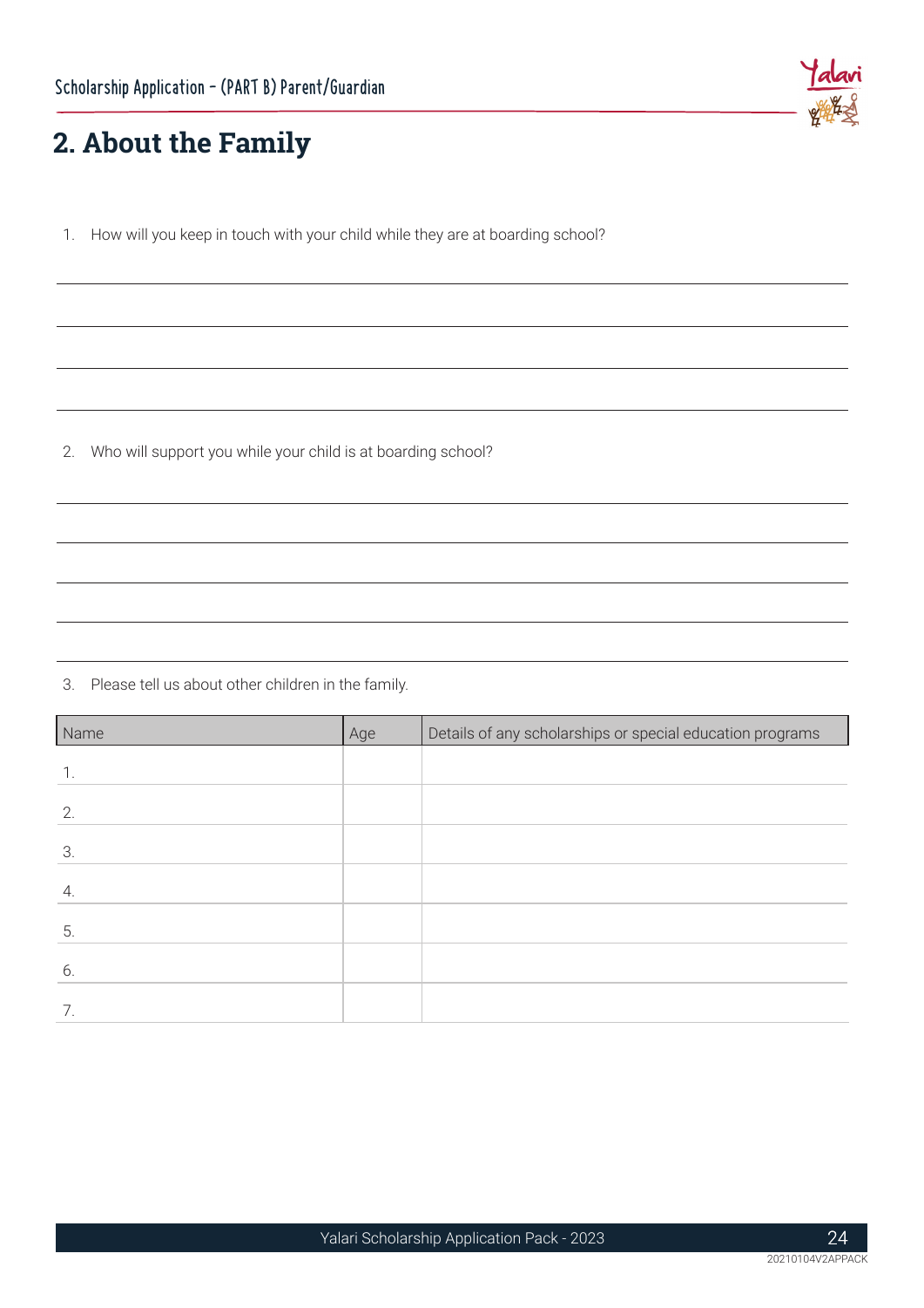## 2. About the Family

1. How will you keep in touch with your child while they are at boarding school?

2. Who will support you while your child is at boarding school?

3. Please tell us about other children in the family.

| Name | Age | Details of any scholarships or special education programs |
|---|---|---|
| 1. | | |
| 2. | | |
| 3. | | |
| 4. | | |
| 5. | | |
| 6. | | |
| 7. | | |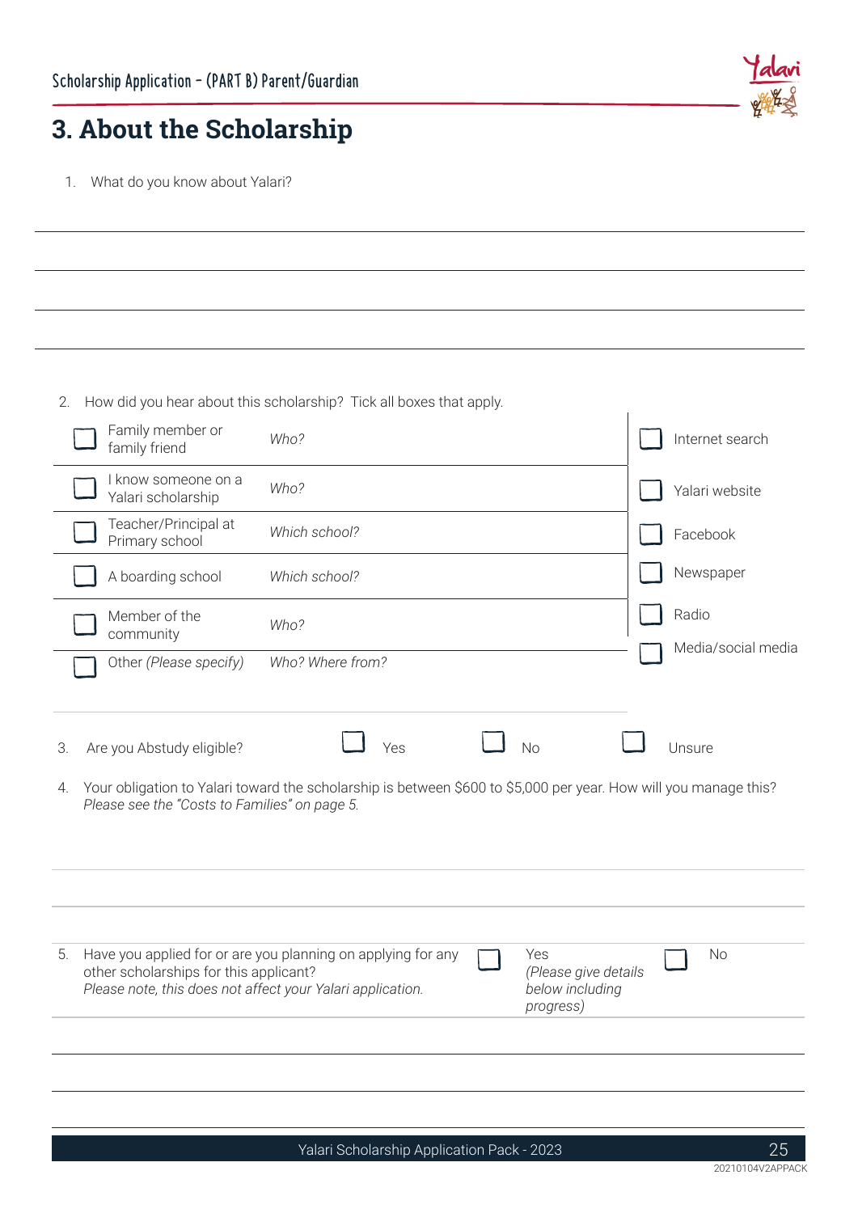# 3. About the Scholarship

1. What do you know about Yalari?

2. How did you hear about this scholarship? Tick all boxes that apply.

| | | |
|---|---|---|
| ☐ Family member or family friend | *Who?* | ☐ Internet search |
| ☐ I know someone on a Yalari scholarship | *Who?* | ☐ Yalari website |
| ☐ Teacher/Principal at Primary school | *Which school?* | ☐ Facebook |
| ☐ A boarding school | *Which school?* | ☐ Newspaper |
| ☐ Member of the community | *Who?* | ☐ Radio |
| ☐ Other *(Please specify)* | *Who? Where from?* | ☐ Media/social media |

3. Are you Abstudy eligible? ☐ Yes ☐ No ☐ Unsure

4. Your obligation to Yalari toward the scholarship is between $600 to $5,000 per year. How will you manage this?
*Please see the "Costs to Families" on page 5.*

5. Have you applied for or are you planning on applying for any other scholarships for this applicant?
*Please note, this does not affect your Yalari application.*
☐ Yes *(Please give details below including progress)* ☐ No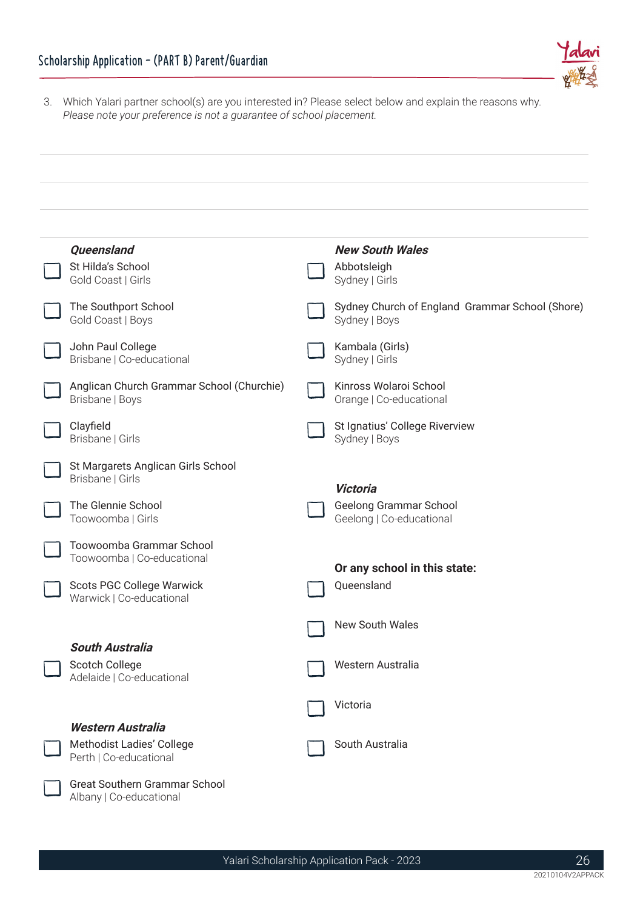## Scholarship Application - (PART B) Parent/Guardian

3. Which Yalari partner school(s) are you interested in? Please select below and explain the reasons why. *Please note your preference is not a guarantee of school placement.*

______________________________________________________________________

______________________________________________________________________

______________________________________________________________________

### *Queensland*

- [ ] St Hilda's School
  Gold Coast | Girls
- [ ] The Southport School
  Gold Coast | Boys
- [ ] John Paul College
  Brisbane | Co-educational
- [ ] Anglican Church Grammar School (Churchie)
  Brisbane | Boys
- [ ] Clayfield
  Brisbane | Girls
- [ ] St Margarets Anglican Girls School
  Brisbane | Girls
- [ ] The Glennie School
  Toowoomba | Girls
- [ ] Toowoomba Grammar School
  Toowoomba | Co-educational
- [ ] Scots PGC College Warwick
  Warwick | Co-educational

### *South Australia*

- [ ] Scotch College
  Adelaide | Co-educational

### *Western Australia*

- [ ] Methodist Ladies' College
  Perth | Co-educational
- [ ] Great Southern Grammar School
  Albany | Co-educational

### *New South Wales*

- [ ] Abbotsleigh
  Sydney | Girls
- [ ] Sydney Church of England Grammar School (Shore)
  Sydney | Boys
- [ ] Kambala (Girls)
  Sydney | Girls
- [ ] Kinross Wolaroi School
  Orange | Co-educational
- [ ] St Ignatius' College Riverview
  Sydney | Boys

### *Victoria*

- [ ] Geelong Grammar School
  Geelong | Co-educational

**Or any school in this state:**

- [ ] Queensland
- [ ] New South Wales
- [ ] Western Australia
- [ ] Victoria
- [ ] South Australia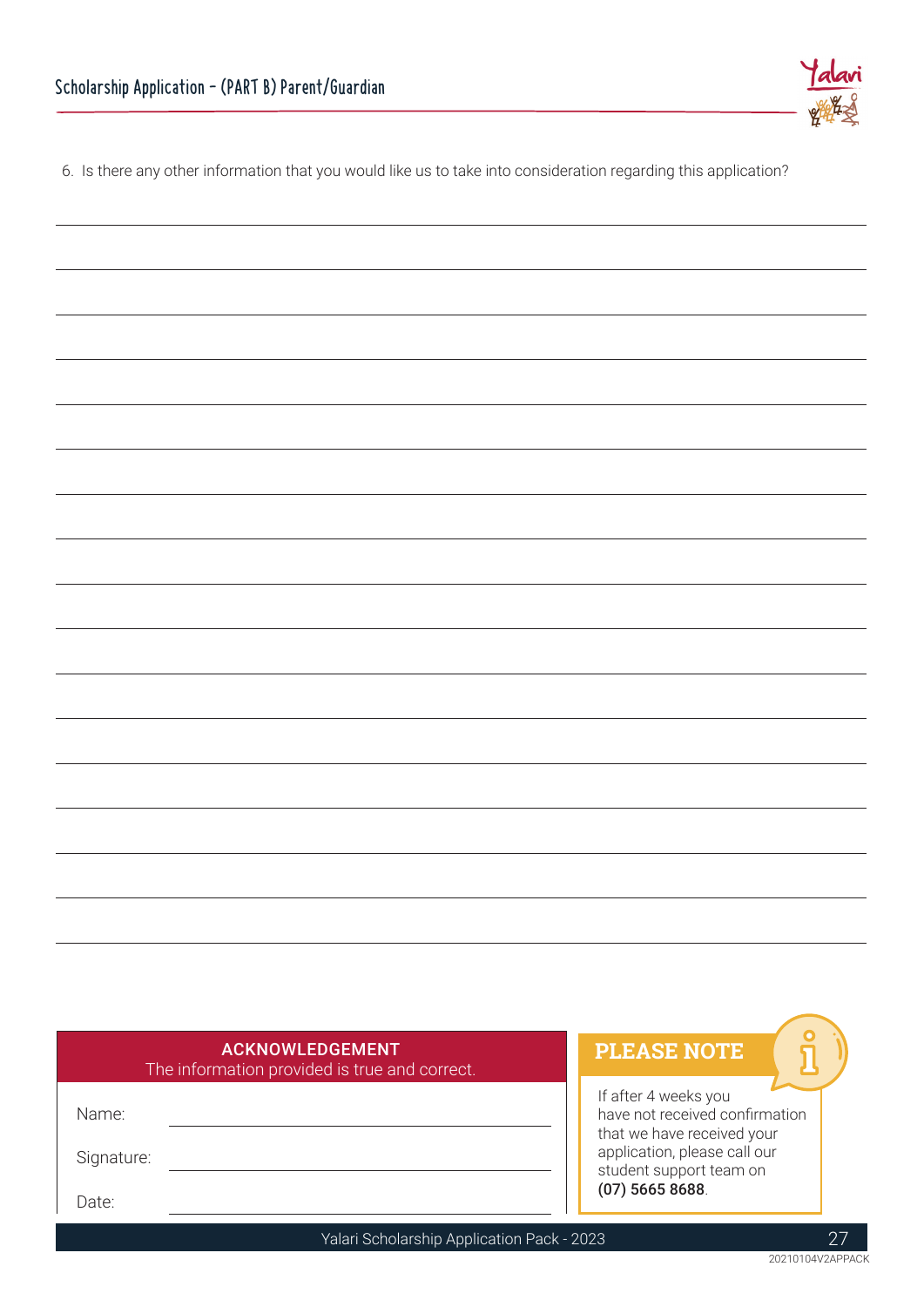## Scholarship Application - (PART B) Parent/Guardian

6. Is there any other information that you would like us to take into consideration regarding this application?

**ACKNOWLEDGEMENT**
The information provided is true and correct.

Name: 

Signature: 

Date: 

**PLEASE NOTE**

If after 4 weeks you have not received confirmation that we have received your application, please call our student support team on **(07) 5665 8688**.

20210104V2APPACK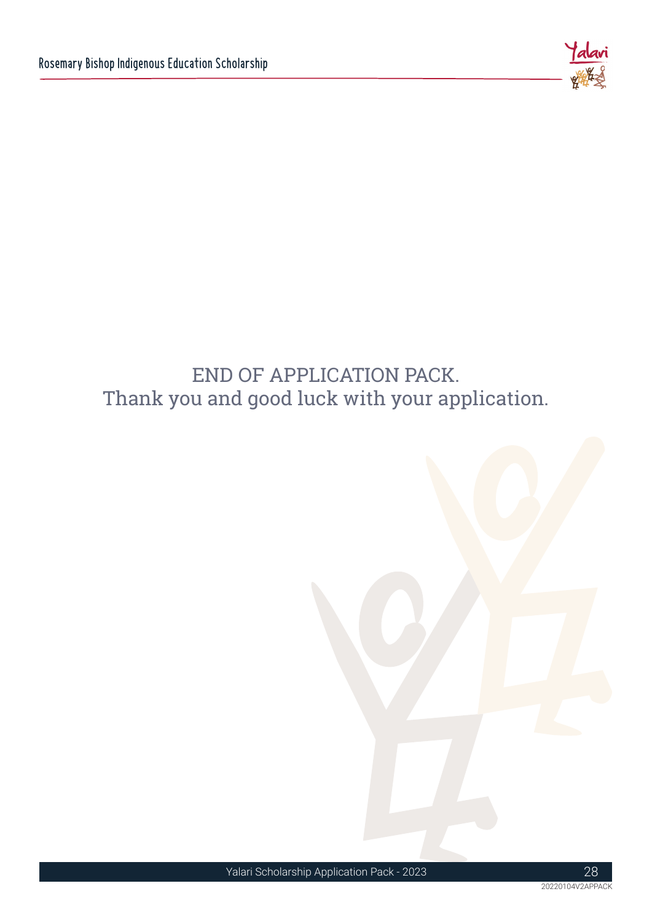END OF APPLICATION PACK.
Thank you and good luck with your application.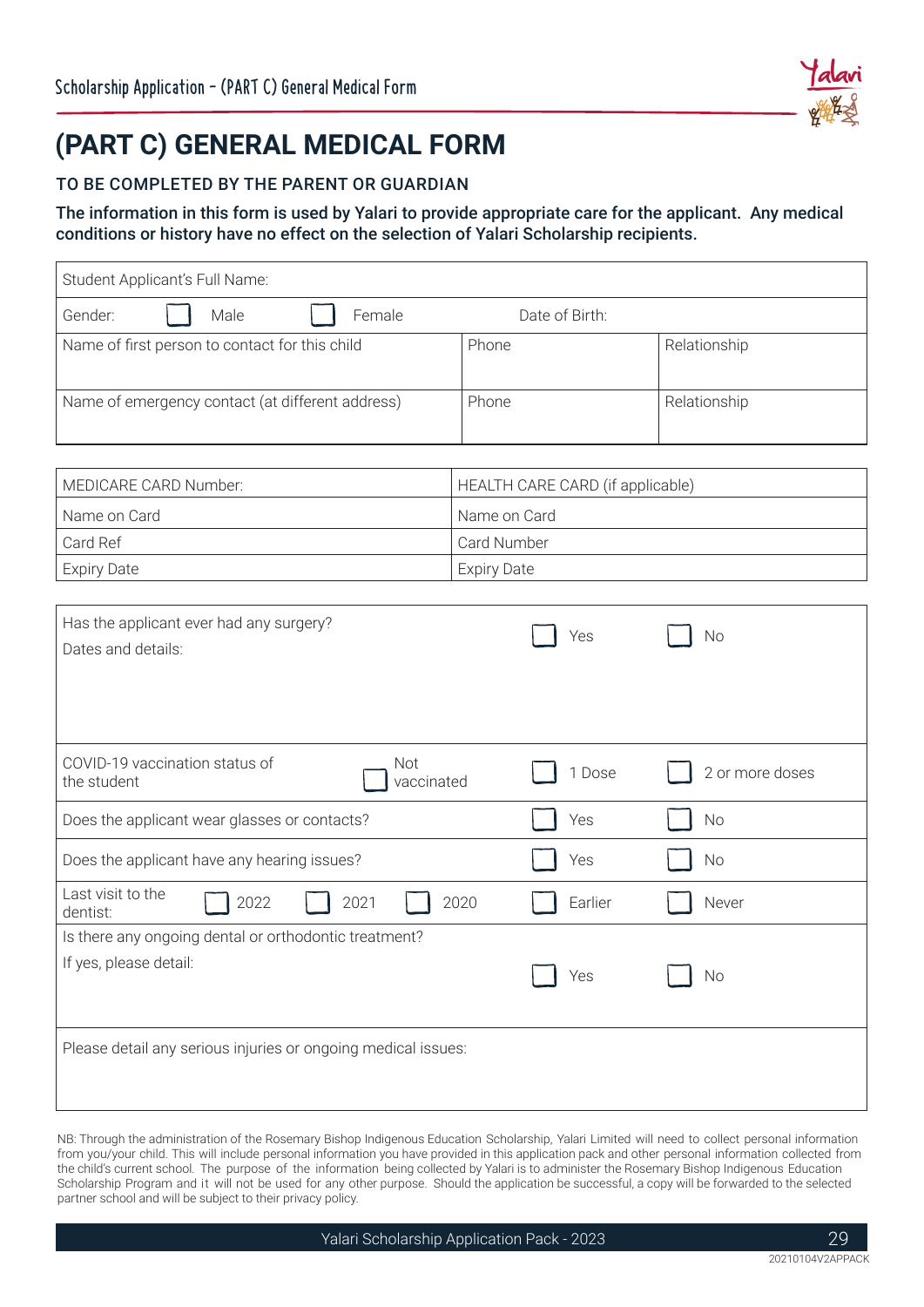# (PART C) GENERAL MEDICAL FORM

## TO BE COMPLETED BY THE PARENT OR GUARDIAN

**The information in this form is used by Yalari to provide appropriate care for the applicant. Any medical conditions or history have no effect on the selection of Yalari Scholarship recipients.**

| Student Applicant's Full Name: | | |
|---|---|---|
| Gender: ☐ Male ☐ Female | Date of Birth: | |
| Name of first person to contact for this child | Phone | Relationship |
| Name of emergency contact (at different address) | Phone | Relationship |

| MEDICARE CARD Number: | HEALTH CARE CARD (if applicable) |
|---|---|
| Name on Card | Name on Card |
| Card Ref | Card Number |
| Expiry Date | Expiry Date |

| | | | |
|---|---|---|---|
| Has the applicant ever had any surgery?<br>Dates and details: | | ☐ Yes | ☐ No |
| COVID-19 vaccination status of the student | ☐ Not vaccinated | ☐ 1 Dose | ☐ 2 or more doses |
| Does the applicant wear glasses or contacts? | | ☐ Yes | ☐ No |
| Does the applicant have any hearing issues? | | ☐ Yes | ☐ No |
| Last visit to the dentist: ☐ 2022 ☐ 2021 | ☐ 2020 | ☐ Earlier | ☐ Never |
| Is there any ongoing dental or orthodontic treatment?<br>If yes, please detail: | | ☐ Yes | ☐ No |
| Please detail any serious injuries or ongoing medical issues: | | | |

NB: Through the administration of the Rosemary Bishop Indigenous Education Scholarship, Yalari Limited will need to collect personal information from you/your child. This will include personal information you have provided in this application pack and other personal information collected from the child's current school. The purpose of the information being collected by Yalari is to administer the Rosemary Bishop Indigenous Education Scholarship Program and it will not be used for any other purpose. Should the application be successful, a copy will be forwarded to the selected partner school and will be subject to their privacy policy.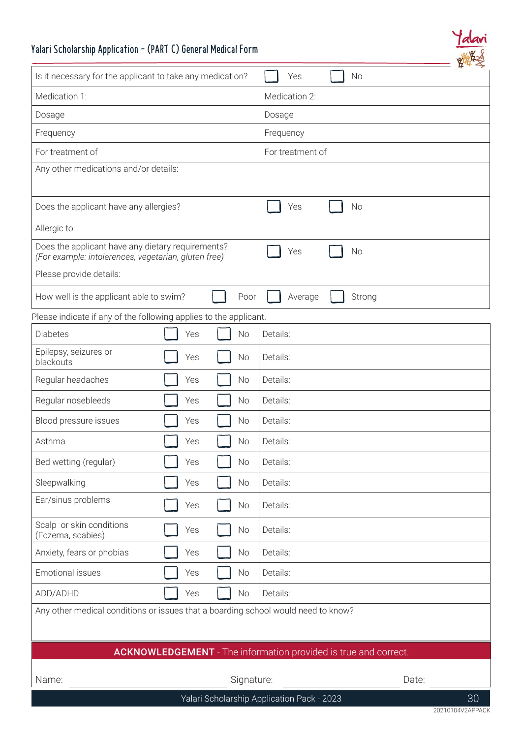# Yalari Scholarship Application – (PART C) General Medical Form

| | |
|---|---|
| Is it necessary for the applicant to take any medication? | ☐ Yes ☐ No |
| Medication 1: | Medication 2: |
| Dosage | Dosage |
| Frequency | Frequency |
| For treatment of | For treatment of |
| Any other medications and/or details: | |
| Does the applicant have any allergies? | ☐ Yes ☐ No |
| Allergic to: | |
| Does the applicant have any dietary requirements? *(For example: intolerences, vegetarian, gluten free)* | ☐ Yes ☐ No |
| Please provide details: | |
| How well is the applicant able to swim? | ☐ Poor ☐ Average ☐ Strong |

Please indicate if any of the following applies to the applicant.

| Condition | Yes | No | Details |
|---|---|---|---|
| Diabetes | ☐ Yes | ☐ No | Details: |
| Epilepsy, seizures or blackouts | ☐ Yes | ☐ No | Details: |
| Regular headaches | ☐ Yes | ☐ No | Details: |
| Regular nosebleeds | ☐ Yes | ☐ No | Details: |
| Blood pressure issues | ☐ Yes | ☐ No | Details: |
| Asthma | ☐ Yes | ☐ No | Details: |
| Bed wetting (regular) | ☐ Yes | ☐ No | Details: |
| Sleepwalking | ☐ Yes | ☐ No | Details: |
| Ear/sinus problems | ☐ Yes | ☐ No | Details: |
| Scalp or skin conditions (Eczema, scabies) | ☐ Yes | ☐ No | Details: |
| Anxiety, fears or phobias | ☐ Yes | ☐ No | Details: |
| Emotional issues | ☐ Yes | ☐ No | Details: |
| ADD/ADHD | ☐ Yes | ☐ No | Details: |

Any other medical conditions or issues that a boarding school would need to know?

**ACKNOWLEDGEMENT** - The information provided is true and correct.

Name: ____________________ Signature: ____________________ Date: __________

20210104V2APPACK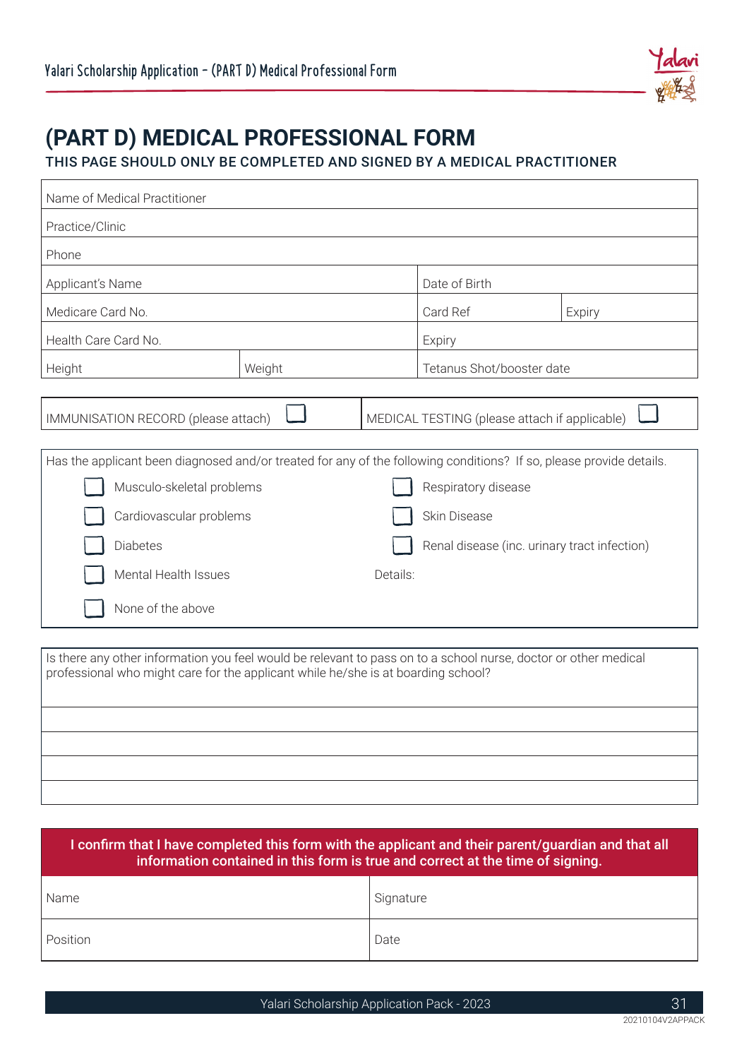# (PART D) MEDICAL PROFESSIONAL FORM

THIS PAGE SHOULD ONLY BE COMPLETED AND SIGNED BY A MEDICAL PRACTITIONER

| Name of Medical Practitioner | | | |
|---|---|---|---|
| Practice/Clinic | | | |
| Phone | | | |
| Applicant's Name | | Date of Birth | |
| Medicare Card No. | | Card Ref | Expiry |
| Health Care Card No. | | Expiry | |
| Height | Weight | Tetanus Shot/booster date | |

| IMMUNISATION RECORD (please attach) ☐ | MEDICAL TESTING (please attach if applicable) ☐ |
|---|---|

Has the applicant been diagnosed and/or treated for any of the following conditions? If so, please provide details.

- ☐ Musculo-skeletal problems
- ☐ Cardiovascular problems
- ☐ Diabetes
- ☐ Mental Health Issues
- ☐ None of the above
- ☐ Respiratory disease
- ☐ Skin Disease
- ☐ Renal disease (inc. urinary tract infection)

Details:

Is there any other information you feel would be relevant to pass on to a school nurse, doctor or other medical professional who might care for the applicant while he/she is at boarding school?

**I confirm that I have completed this form with the applicant and their parent/guardian and that all information contained in this form is true and correct at the time of signing.**

| Name | Signature |
|---|---|
| Position | Date |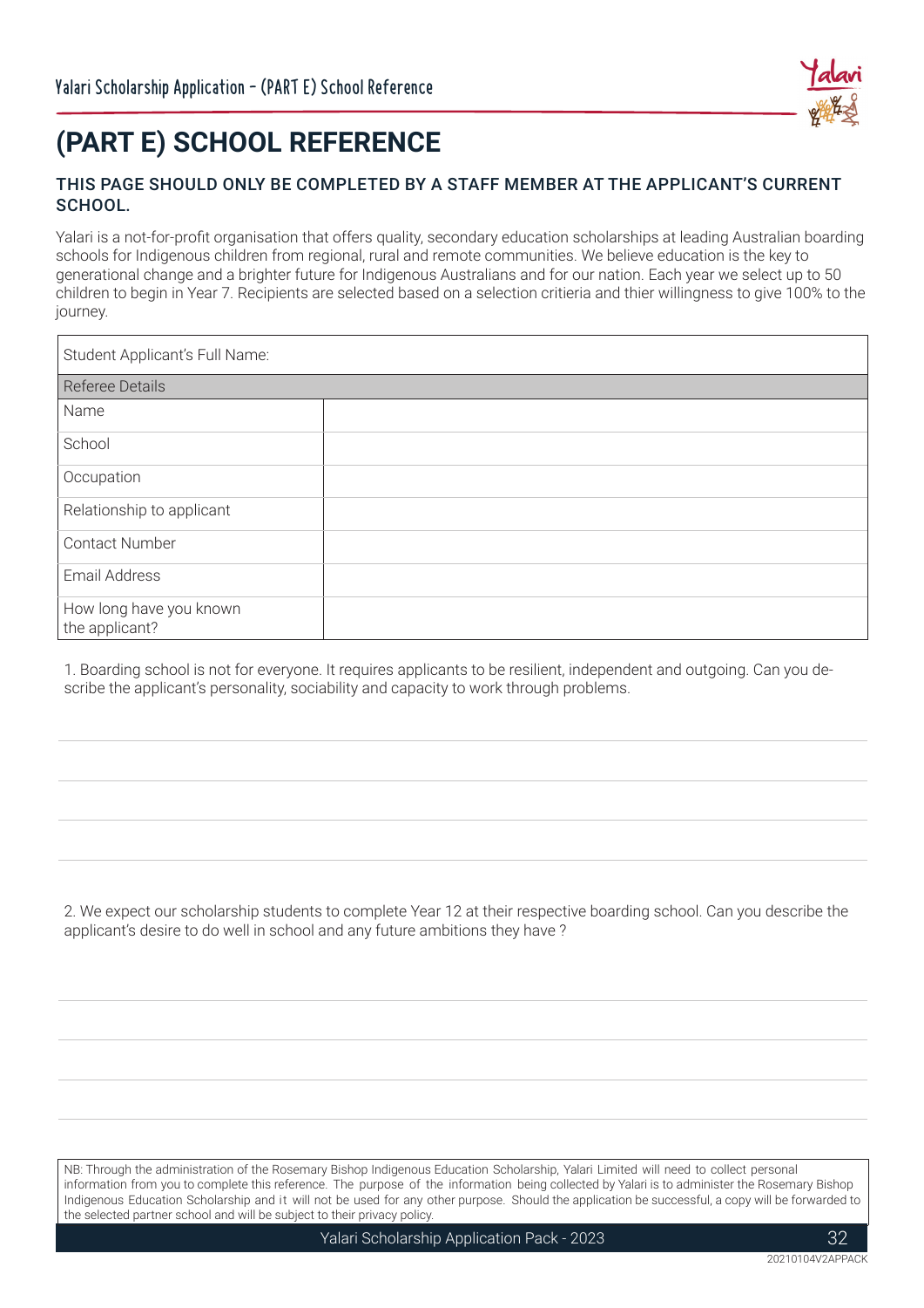# (PART E) SCHOOL REFERENCE

## THIS PAGE SHOULD ONLY BE COMPLETED BY A STAFF MEMBER AT THE APPLICANT'S CURRENT SCHOOL.

Yalari is a not-for-profit organisation that offers quality, secondary education scholarships at leading Australian boarding schools for Indigenous children from regional, rural and remote communities. We believe education is the key to generational change and a brighter future for Indigenous Australians and for our nation. Each year we select up to 50 children to begin in Year 7. Recipients are selected based on a selection critieria and thier willingness to give 100% to the journey.

| Student Applicant's Full Name: | |
|---|---|
| **Referee Details** | |
| Name | |
| School | |
| Occupation | |
| Relationship to applicant | |
| Contact Number | |
| Email Address | |
| How long have you known the applicant? | |

1. Boarding school is not for everyone. It requires applicants to be resilient, independent and outgoing. Can you describe the applicant's personality, sociability and capacity to work through problems.

2. We expect our scholarship students to complete Year 12 at their respective boarding school. Can you describe the applicant's desire to do well in school and any future ambitions they have ?

NB: Through the administration of the Rosemary Bishop Indigenous Education Scholarship, Yalari Limited will need to collect personal information from you to complete this reference. The purpose of the information being collected by Yalari is to administer the Rosemary Bishop Indigenous Education Scholarship and it will not be used for any other purpose. Should the application be successful, a copy will be forwarded to the selected partner school and will be subject to their privacy policy.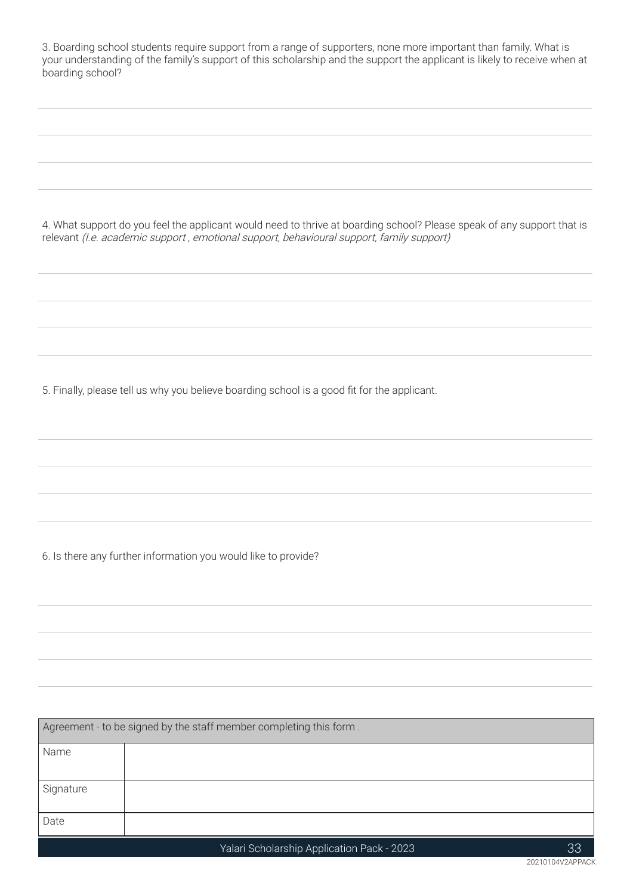3. Boarding school students require support from a range of supporters, none more important than family. What is your understanding of the family's support of this scholarship and the support the applicant is likely to receive when at boarding school?

4. What support do you feel the applicant would need to thrive at boarding school? Please speak of any support that is relevant *(I.e. academic support , emotional support, behavioural support, family support)*

5. Finally, please tell us why you believe boarding school is a good fit for the applicant.

6. Is there any further information you would like to provide?

| Agreement - to be signed by the staff member completing this form . | |
|---|---|
| Name | |
| Signature | |
| Date | |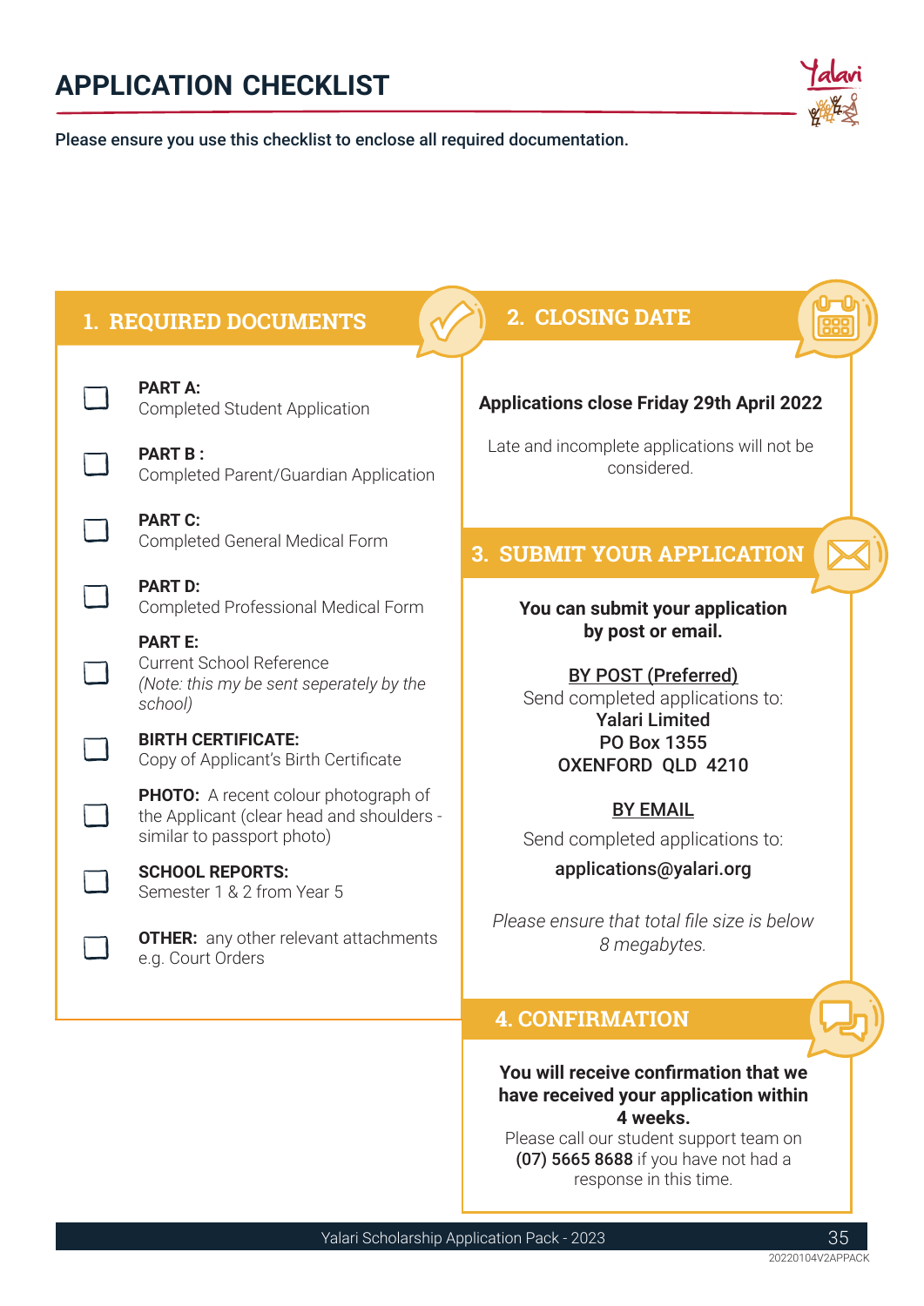# APPLICATION CHECKLIST

Please ensure you use this checklist to enclose all required documentation.

## 1. REQUIRED DOCUMENTS

- ☐ **PART A:** Completed Student Application
- ☐ **PART B :** Completed Parent/Guardian Application
- ☐ **PART C:** Completed General Medical Form
- ☐ **PART D:** Completed Professional Medical Form
- ☐ **PART E:** Current School Reference *(Note: this my be sent seperately by the school)*
- ☐ **BIRTH CERTIFICATE:** Copy of Applicant's Birth Certificate
- ☐ **PHOTO:** A recent colour photograph of the Applicant (clear head and shoulders - similar to passport photo)
- ☐ **SCHOOL REPORTS:** Semester 1 & 2 from Year 5
- ☐ **OTHER:** any other relevant attachments e.g. Court Orders

## 2. CLOSING DATE

**Applications close Friday 29th April 2022**

Late and incomplete applications will not be considered.

## 3. SUBMIT YOUR APPLICATION

**You can submit your application by post or email.**

BY POST (Preferred)

Send completed applications to:

**Yalari Limited**
**PO Box 1355**
**OXENFORD QLD 4210**

BY EMAIL

Send completed applications to:

**applications@yalari.org**

*Please ensure that total file size is below 8 megabytes.*

## 4. CONFIRMATION

**You will receive confirmation that we have received your application within 4 weeks.**

Please call our student support team on **(07) 5665 8688** if you have not had a response in this time.

20220104V2APPACK